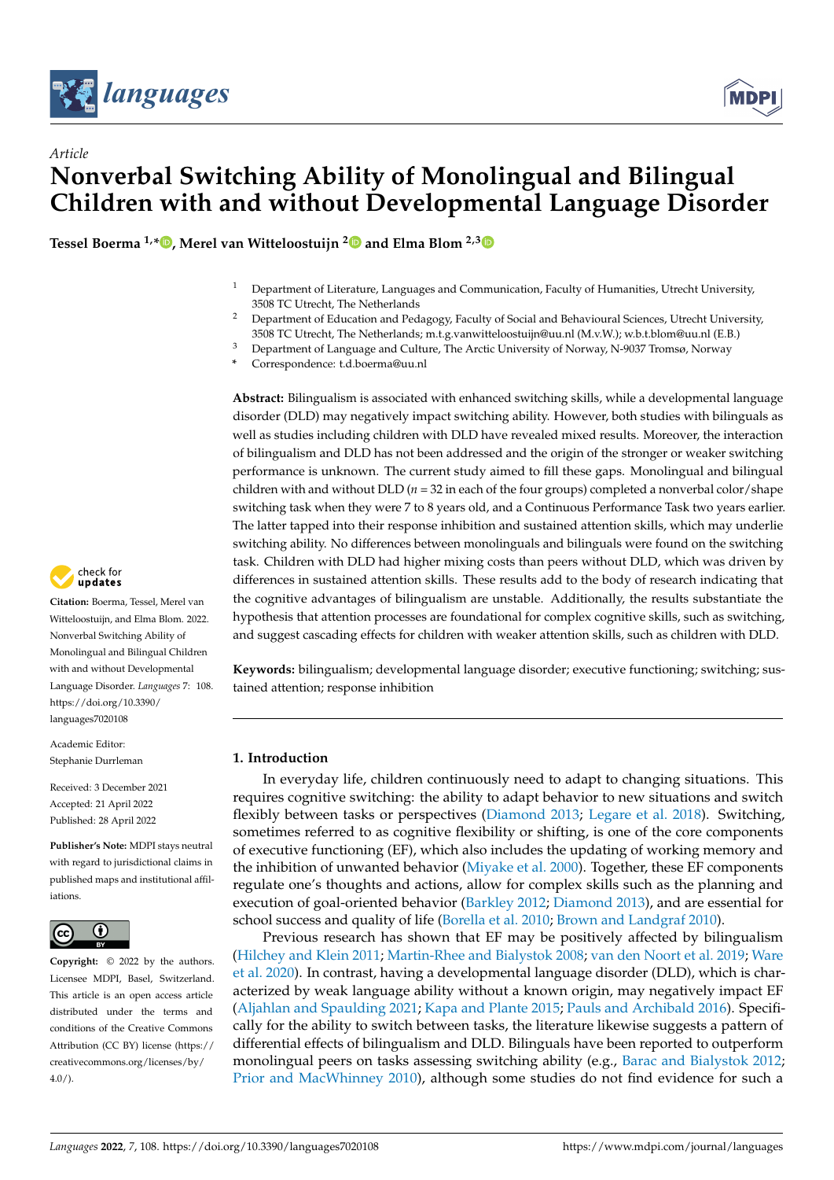Article

# Nonverbal Switching Ability of Monolingual and Bilingual Children with and without Developmental Language Disorder

**Tessel Boerma [1,*], Merel van Witteloostuijn [2] and Elma Blom [2,3]**

[1] Department of Literature, Languages and Communication, Faculty of Humanities, Utrecht University, 3508 TC Utrecht, The Netherlands

[2] Department of Education and Pedagogy, Faculty of Social and Behavioural Sciences, Utrecht University, 3508 TC Utrecht, The Netherlands; m.t.g.vanwitteloostuijn@uu.nl (M.v.W.); w.b.t.blom@uu.nl (E.B.)

[3] Department of Language and Culture, The Arctic University of Norway, N-9037 Tromsø, Norway

\* Correspondence: t.d.boerma@uu.nl

**Abstract:** Bilingualism is associated with enhanced switching skills, while a developmental language disorder (DLD) may negatively impact switching ability. However, both studies with bilinguals as well as studies including children with DLD have revealed mixed results. Moreover, the interaction of bilingualism and DLD has not been addressed and the origin of the stronger or weaker switching performance is unknown. The current study aimed to fill these gaps. Monolingual and bilingual children with and without DLD ($n$ = 32 in each of the four groups) completed a nonverbal color/shape switching task when they were 7 to 8 years old, and a Continuous Performance Task two years earlier. The latter tapped into their response inhibition and sustained attention skills, which may underlie switching ability. No differences between monolinguals and bilinguals were found on the switching task. Children with DLD had higher mixing costs than peers without DLD, which was driven by differences in sustained attention skills. These results add to the body of research indicating that the cognitive advantages of bilingualism are unstable. Additionally, the results substantiate the hypothesis that attention processes are foundational for complex cognitive skills, such as switching, and suggest cascading effects for children with weaker attention skills, such as children with DLD.

**Keywords:** bilingualism; developmental language disorder; executive functioning; switching; sustained attention; response inhibition

**Citation:** Boerma, Tessel, Merel van Witteloostuijn, and Elma Blom. 2022. Nonverbal Switching Ability of Monolingual and Bilingual Children with and without Developmental Language Disorder. *Languages* 7: 108. https://doi.org/10.3390/languages7020108

Academic Editor: Stephanie Durrleman

Received: 3 December 2021
Accepted: 21 April 2022
Published: 28 April 2022

**Publisher's Note:** MDPI stays neutral with regard to jurisdictional claims in published maps and institutional affiliations.

**Copyright:** © 2022 by the authors. Licensee MDPI, Basel, Switzerland. This article is an open access article distributed under the terms and conditions of the Creative Commons Attribution (CC BY) license (https://creativecommons.org/licenses/by/4.0/).

## 1. Introduction

In everyday life, children continuously need to adapt to changing situations. This requires cognitive switching: the ability to adapt behavior to new situations and switch flexibly between tasks or perspectives (Diamond 2013; Legare et al. 2018). Switching, sometimes referred to as cognitive flexibility or shifting, is one of the core components of executive functioning (EF), which also includes the updating of working memory and the inhibition of unwanted behavior (Miyake et al. 2000). Together, these EF components regulate one's thoughts and actions, allow for complex skills such as the planning and execution of goal-oriented behavior (Barkley 2012; Diamond 2013), and are essential for school success and quality of life (Borella et al. 2010; Brown and Landgraf 2010).

Previous research has shown that EF may be positively affected by bilingualism (Hilchey and Klein 2011; Martin-Rhee and Bialystok 2008; van den Noort et al. 2019; Ware et al. 2020). In contrast, having a developmental language disorder (DLD), which is characterized by weak language ability without a known origin, may negatively impact EF (Aljahlan and Spaulding 2021; Kapa and Plante 2015; Pauls and Archibald 2016). Specifically for the ability to switch between tasks, the literature likewise suggests a pattern of differential effects of bilingualism and DLD. Bilinguals have been reported to outperform monolingual peers on tasks assessing switching ability (e.g., Barac and Bialystok 2012; Prior and MacWhinney 2010), although some studies do not find evidence for such a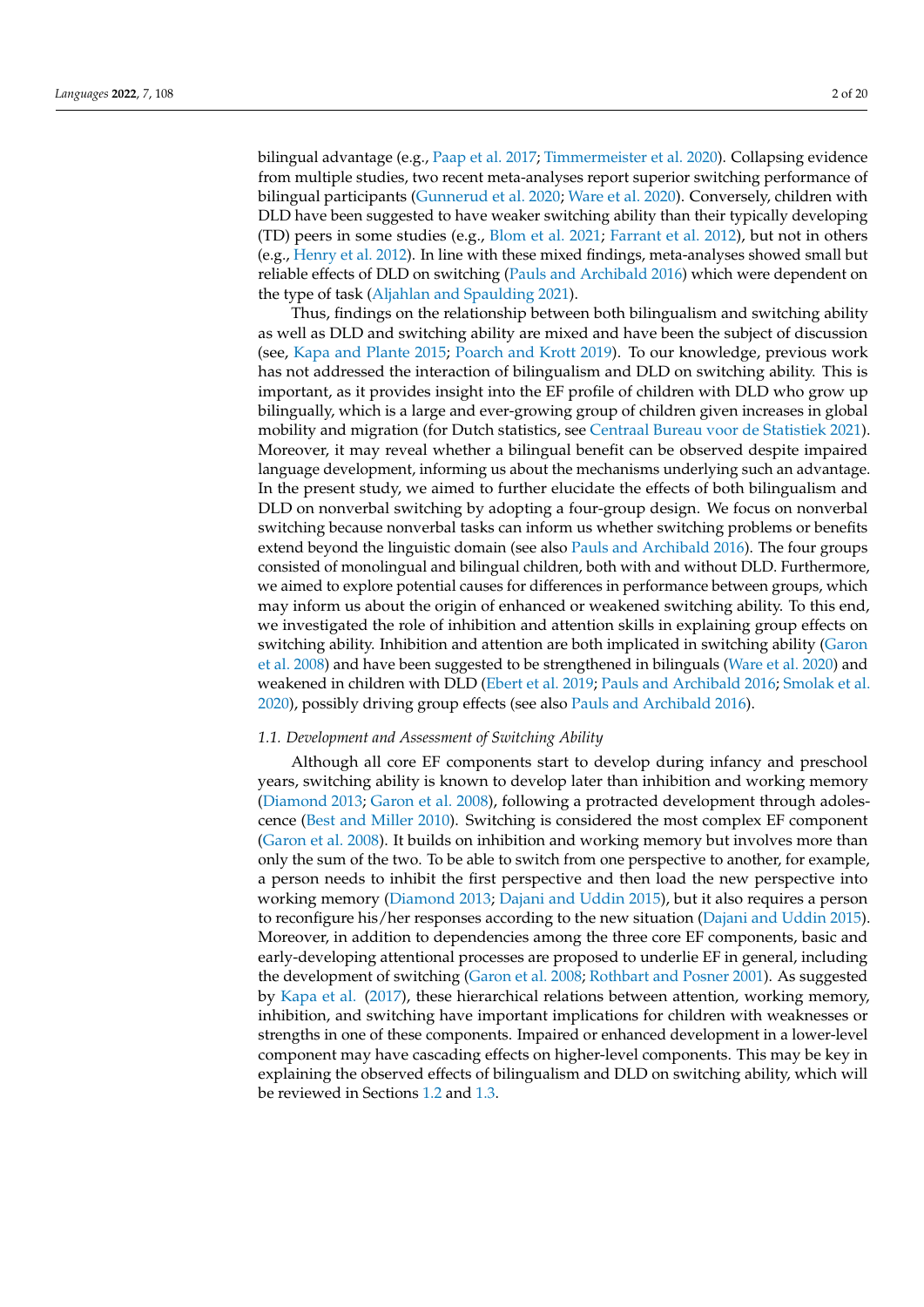bilingual advantage (e.g., Paap et al. 2017; Timmermeister et al. 2020). Collapsing evidence from multiple studies, two recent meta-analyses report superior switching performance of bilingual participants (Gunnerud et al. 2020; Ware et al. 2020). Conversely, children with DLD have been suggested to have weaker switching ability than their typically developing (TD) peers in some studies (e.g., Blom et al. 2021; Farrant et al. 2012), but not in others (e.g., Henry et al. 2012). In line with these mixed findings, meta-analyses showed small but reliable effects of DLD on switching (Pauls and Archibald 2016) which were dependent on the type of task (Aljahlan and Spaulding 2021).

Thus, findings on the relationship between both bilingualism and switching ability as well as DLD and switching ability are mixed and have been the subject of discussion (see, Kapa and Plante 2015; Poarch and Krott 2019). To our knowledge, previous work has not addressed the interaction of bilingualism and DLD on switching ability. This is important, as it provides insight into the EF profile of children with DLD who grow up bilingually, which is a large and ever-growing group of children given increases in global mobility and migration (for Dutch statistics, see Centraal Bureau voor de Statistiek 2021). Moreover, it may reveal whether a bilingual benefit can be observed despite impaired language development, informing us about the mechanisms underlying such an advantage. In the present study, we aimed to further elucidate the effects of both bilingualism and DLD on nonverbal switching by adopting a four-group design. We focus on nonverbal switching because nonverbal tasks can inform us whether switching problems or benefits extend beyond the linguistic domain (see also Pauls and Archibald 2016). The four groups consisted of monolingual and bilingual children, both with and without DLD. Furthermore, we aimed to explore potential causes for differences in performance between groups, which may inform us about the origin of enhanced or weakened switching ability. To this end, we investigated the role of inhibition and attention skills in explaining group effects on switching ability. Inhibition and attention are both implicated in switching ability (Garon et al. 2008) and have been suggested to be strengthened in bilinguals (Ware et al. 2020) and weakened in children with DLD (Ebert et al. 2019; Pauls and Archibald 2016; Smolak et al. 2020), possibly driving group effects (see also Pauls and Archibald 2016).

### *1.1. Development and Assessment of Switching Ability*

Although all core EF components start to develop during infancy and preschool years, switching ability is known to develop later than inhibition and working memory (Diamond 2013; Garon et al. 2008), following a protracted development through adolescence (Best and Miller 2010). Switching is considered the most complex EF component (Garon et al. 2008). It builds on inhibition and working memory but involves more than only the sum of the two. To be able to switch from one perspective to another, for example, a person needs to inhibit the first perspective and then load the new perspective into working memory (Diamond 2013; Dajani and Uddin 2015), but it also requires a person to reconfigure his/her responses according to the new situation (Dajani and Uddin 2015). Moreover, in addition to dependencies among the three core EF components, basic and early-developing attentional processes are proposed to underlie EF in general, including the development of switching (Garon et al. 2008; Rothbart and Posner 2001). As suggested by Kapa et al. (2017), these hierarchical relations between attention, working memory, inhibition, and switching have important implications for children with weaknesses or strengths in one of these components. Impaired or enhanced development in a lower-level component may have cascading effects on higher-level components. This may be key in explaining the observed effects of bilingualism and DLD on switching ability, which will be reviewed in Sections 1.2 and 1.3.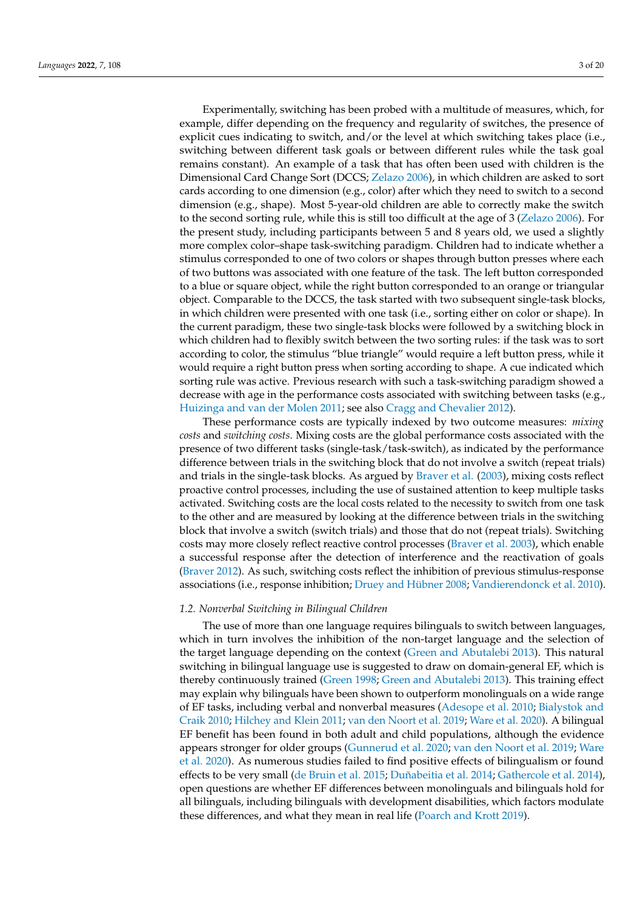Experimentally, switching has been probed with a multitude of measures, which, for example, differ depending on the frequency and regularity of switches, the presence of explicit cues indicating to switch, and/or the level at which switching takes place (i.e., switching between different task goals or between different rules while the task goal remains constant). An example of a task that has often been used with children is the Dimensional Card Change Sort (DCCS; Zelazo 2006), in which children are asked to sort cards according to one dimension (e.g., color) after which they need to switch to a second dimension (e.g., shape). Most 5-year-old children are able to correctly make the switch to the second sorting rule, while this is still too difficult at the age of 3 (Zelazo 2006). For the present study, including participants between 5 and 8 years old, we used a slightly more complex color–shape task-switching paradigm. Children had to indicate whether a stimulus corresponded to one of two colors or shapes through button presses where each of two buttons was associated with one feature of the task. The left button corresponded to a blue or square object, while the right button corresponded to an orange or triangular object. Comparable to the DCCS, the task started with two subsequent single-task blocks, in which children were presented with one task (i.e., sorting either on color or shape). In the current paradigm, these two single-task blocks were followed by a switching block in which children had to flexibly switch between the two sorting rules: if the task was to sort according to color, the stimulus "blue triangle" would require a left button press, while it would require a right button press when sorting according to shape. A cue indicated which sorting rule was active. Previous research with such a task-switching paradigm showed a decrease with age in the performance costs associated with switching between tasks (e.g., Huizinga and van der Molen 2011; see also Cragg and Chevalier 2012).

These performance costs are typically indexed by two outcome measures: *mixing costs* and *switching costs*. Mixing costs are the global performance costs associated with the presence of two different tasks (single-task/task-switch), as indicated by the performance difference between trials in the switching block that do not involve a switch (repeat trials) and trials in the single-task blocks. As argued by Braver et al. (2003), mixing costs reflect proactive control processes, including the use of sustained attention to keep multiple tasks activated. Switching costs are the local costs related to the necessity to switch from one task to the other and are measured by looking at the difference between trials in the switching block that involve a switch (switch trials) and those that do not (repeat trials). Switching costs may more closely reflect reactive control processes (Braver et al. 2003), which enable a successful response after the detection of interference and the reactivation of goals (Braver 2012). As such, switching costs reflect the inhibition of previous stimulus-response associations (i.e., response inhibition; Druey and Hübner 2008; Vandierendonck et al. 2010).

### 1.2. Nonverbal Switching in Bilingual Children

The use of more than one language requires bilinguals to switch between languages, which in turn involves the inhibition of the non-target language and the selection of the target language depending on the context (Green and Abutalebi 2013). This natural switching in bilingual language use is suggested to draw on domain-general EF, which is thereby continuously trained (Green 1998; Green and Abutalebi 2013). This training effect may explain why bilinguals have been shown to outperform monolinguals on a wide range of EF tasks, including verbal and nonverbal measures (Adesope et al. 2010; Bialystok and Craik 2010; Hilchey and Klein 2011; van den Noort et al. 2019; Ware et al. 2020). A bilingual EF benefit has been found in both adult and child populations, although the evidence appears stronger for older groups (Gunnerud et al. 2020; van den Noort et al. 2019; Ware et al. 2020). As numerous studies failed to find positive effects of bilingualism or found effects to be very small (de Bruin et al. 2015; Duñabeitia et al. 2014; Gathercole et al. 2014), open questions are whether EF differences between monolinguals and bilinguals hold for all bilinguals, including bilinguals with development disabilities, which factors modulate these differences, and what they mean in real life (Poarch and Krott 2019).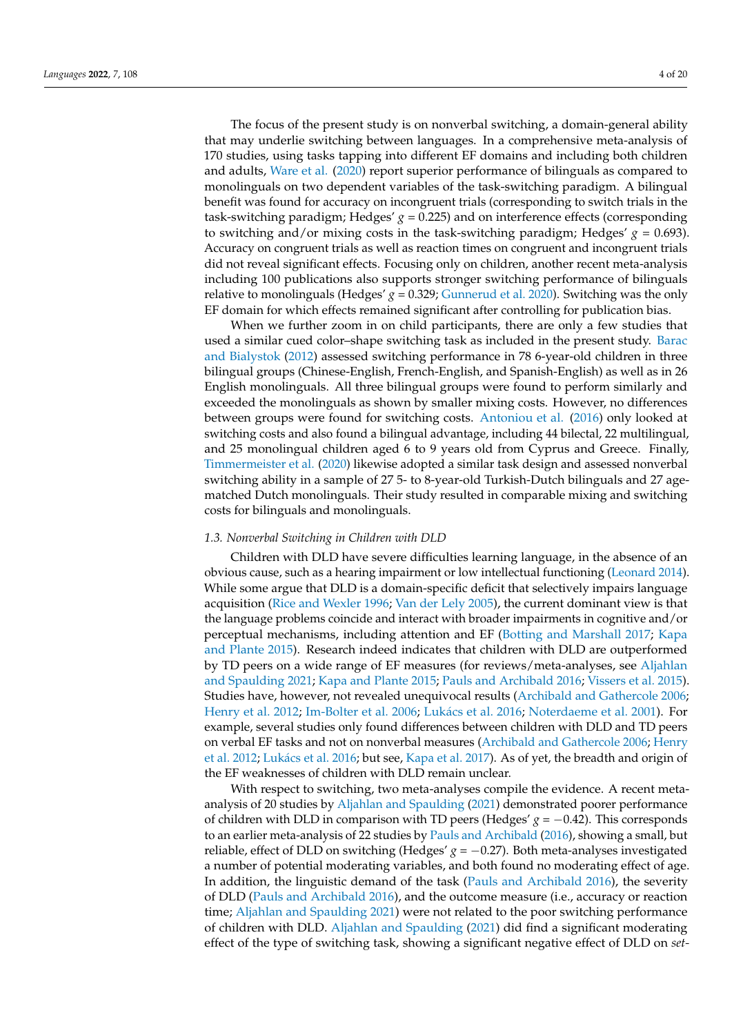The focus of the present study is on nonverbal switching, a domain-general ability that may underlie switching between languages. In a comprehensive meta-analysis of 170 studies, using tasks tapping into different EF domains and including both children and adults, Ware et al. (2020) report superior performance of bilinguals as compared to monolinguals on two dependent variables of the task-switching paradigm. A bilingual benefit was found for accuracy on incongruent trials (corresponding to switch trials in the task-switching paradigm; Hedges' $g = 0.225$) and on interference effects (corresponding to switching and/or mixing costs in the task-switching paradigm; Hedges' $g = 0.693$). Accuracy on congruent trials as well as reaction times on congruent and incongruent trials did not reveal significant effects. Focusing only on children, another recent meta-analysis including 100 publications also supports stronger switching performance of bilinguals relative to monolinguals (Hedges' $g = 0.329$; Gunnerud et al. 2020). Switching was the only EF domain for which effects remained significant after controlling for publication bias.

When we further zoom in on child participants, there are only a few studies that used a similar cued color–shape switching task as included in the present study. Barac and Bialystok (2012) assessed switching performance in 78 6-year-old children in three bilingual groups (Chinese-English, French-English, and Spanish-English) as well as in 26 English monolinguals. All three bilingual groups were found to perform similarly and exceeded the monolinguals as shown by smaller mixing costs. However, no differences between groups were found for switching costs. Antoniou et al. (2016) only looked at switching costs and also found a bilingual advantage, including 44 bilectal, 22 multilingual, and 25 monolingual children aged 6 to 9 years old from Cyprus and Greece. Finally, Timmermeister et al. (2020) likewise adopted a similar task design and assessed nonverbal switching ability in a sample of 27 5- to 8-year-old Turkish-Dutch bilinguals and 27 age-matched Dutch monolinguals. Their study resulted in comparable mixing and switching costs for bilinguals and monolinguals.

### 1.3. Nonverbal Switching in Children with DLD

Children with DLD have severe difficulties learning language, in the absence of an obvious cause, such as a hearing impairment or low intellectual functioning (Leonard 2014). While some argue that DLD is a domain-specific deficit that selectively impairs language acquisition (Rice and Wexler 1996; Van der Lely 2005), the current dominant view is that the language problems coincide and interact with broader impairments in cognitive and/or perceptual mechanisms, including attention and EF (Botting and Marshall 2017; Kapa and Plante 2015). Research indeed indicates that children with DLD are outperformed by TD peers on a wide range of EF measures (for reviews/meta-analyses, see Aljahlan and Spaulding 2021; Kapa and Plante 2015; Pauls and Archibald 2016; Vissers et al. 2015). Studies have, however, not revealed unequivocal results (Archibald and Gathercole 2006; Henry et al. 2012; Im-Bolter et al. 2006; Lukács et al. 2016; Noterdaeme et al. 2001). For example, several studies only found differences between children with DLD and TD peers on verbal EF tasks and not on nonverbal measures (Archibald and Gathercole 2006; Henry et al. 2012; Lukács et al. 2016; but see, Kapa et al. 2017). As of yet, the breadth and origin of the EF weaknesses of children with DLD remain unclear.

With respect to switching, two meta-analyses compile the evidence. A recent meta-analysis of 20 studies by Aljahlan and Spaulding (2021) demonstrated poorer performance of children with DLD in comparison with TD peers (Hedges' $g = -0.42$). This corresponds to an earlier meta-analysis of 22 studies by Pauls and Archibald (2016), showing a small, but reliable, effect of DLD on switching (Hedges' $g = -0.27$). Both meta-analyses investigated a number of potential moderating variables, and both found no moderating effect of age. In addition, the linguistic demand of the task (Pauls and Archibald 2016), the severity of DLD (Pauls and Archibald 2016), and the outcome measure (i.e., accuracy or reaction time; Aljahlan and Spaulding 2021) were not related to the poor switching performance of children with DLD. Aljahlan and Spaulding (2021) did find a significant moderating effect of the type of switching task, showing a significant negative effect of DLD on *set-*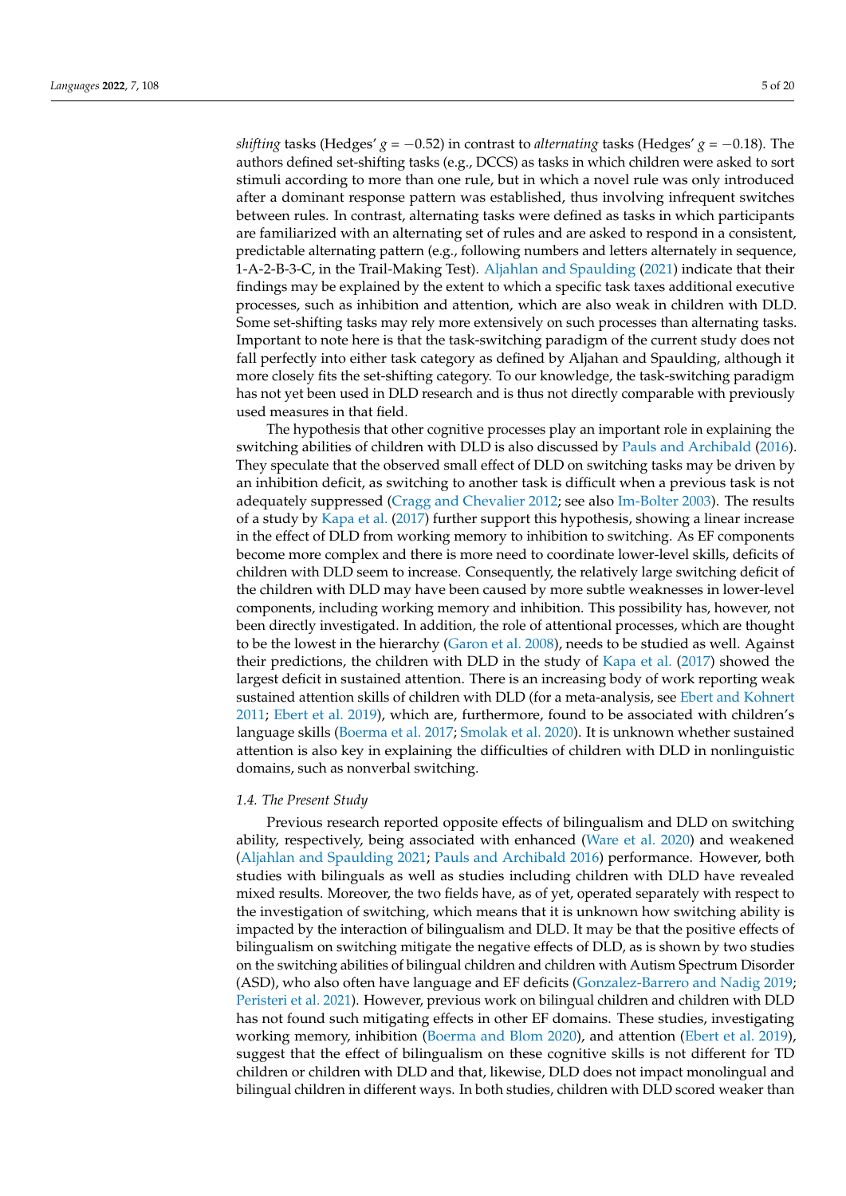*shifting* tasks (Hedges' $g = -0.52$) in contrast to *alternating* tasks (Hedges' $g = -0.18$). The authors defined set-shifting tasks (e.g., DCCS) as tasks in which children were asked to sort stimuli according to more than one rule, but in which a novel rule was only introduced after a dominant response pattern was established, thus involving infrequent switches between rules. In contrast, alternating tasks were defined as tasks in which participants are familiarized with an alternating set of rules and are asked to respond in a consistent, predictable alternating pattern (e.g., following numbers and letters alternately in sequence, 1-A-2-B-3-C, in the Trail-Making Test). Aljahlan and Spaulding (2021) indicate that their findings may be explained by the extent to which a specific task taxes additional executive processes, such as inhibition and attention, which are also weak in children with DLD. Some set-shifting tasks may rely more extensively on such processes than alternating tasks. Important to note here is that the task-switching paradigm of the current study does not fall perfectly into either task category as defined by Aljahan and Spaulding, although it more closely fits the set-shifting category. To our knowledge, the task-switching paradigm has not yet been used in DLD research and is thus not directly comparable with previously used measures in that field.

The hypothesis that other cognitive processes play an important role in explaining the switching abilities of children with DLD is also discussed by Pauls and Archibald (2016). They speculate that the observed small effect of DLD on switching tasks may be driven by an inhibition deficit, as switching to another task is difficult when a previous task is not adequately suppressed (Cragg and Chevalier 2012; see also Im-Bolter 2003). The results of a study by Kapa et al. (2017) further support this hypothesis, showing a linear increase in the effect of DLD from working memory to inhibition to switching. As EF components become more complex and there is more need to coordinate lower-level skills, deficits of children with DLD seem to increase. Consequently, the relatively large switching deficit of the children with DLD may have been caused by more subtle weaknesses in lower-level components, including working memory and inhibition. This possibility has, however, not been directly investigated. In addition, the role of attentional processes, which are thought to be the lowest in the hierarchy (Garon et al. 2008), needs to be studied as well. Against their predictions, the children with DLD in the study of Kapa et al. (2017) showed the largest deficit in sustained attention. There is an increasing body of work reporting weak sustained attention skills of children with DLD (for a meta-analysis, see Ebert and Kohnert 2011; Ebert et al. 2019), which are, furthermore, found to be associated with children's language skills (Boerma et al. 2017; Smolak et al. 2020). It is unknown whether sustained attention is also key in explaining the difficulties of children with DLD in nonlinguistic domains, such as nonverbal switching.

### 1.4. The Present Study

Previous research reported opposite effects of bilingualism and DLD on switching ability, respectively, being associated with enhanced (Ware et al. 2020) and weakened (Aljahlan and Spaulding 2021; Pauls and Archibald 2016) performance. However, both studies with bilinguals as well as studies including children with DLD have revealed mixed results. Moreover, the two fields have, as of yet, operated separately with respect to the investigation of switching, which means that it is unknown how switching ability is impacted by the interaction of bilingualism and DLD. It may be that the positive effects of bilingualism on switching mitigate the negative effects of DLD, as is shown by two studies on the switching abilities of bilingual children and children with Autism Spectrum Disorder (ASD), who also often have language and EF deficits (Gonzalez-Barrero and Nadig 2019; Peristeri et al. 2021). However, previous work on bilingual children and children with DLD has not found such mitigating effects in other EF domains. These studies, investigating working memory, inhibition (Boerma and Blom 2020), and attention (Ebert et al. 2019), suggest that the effect of bilingualism on these cognitive skills is not different for TD children or children with DLD and that, likewise, DLD does not impact monolingual and bilingual children in different ways. In both studies, children with DLD scored weaker than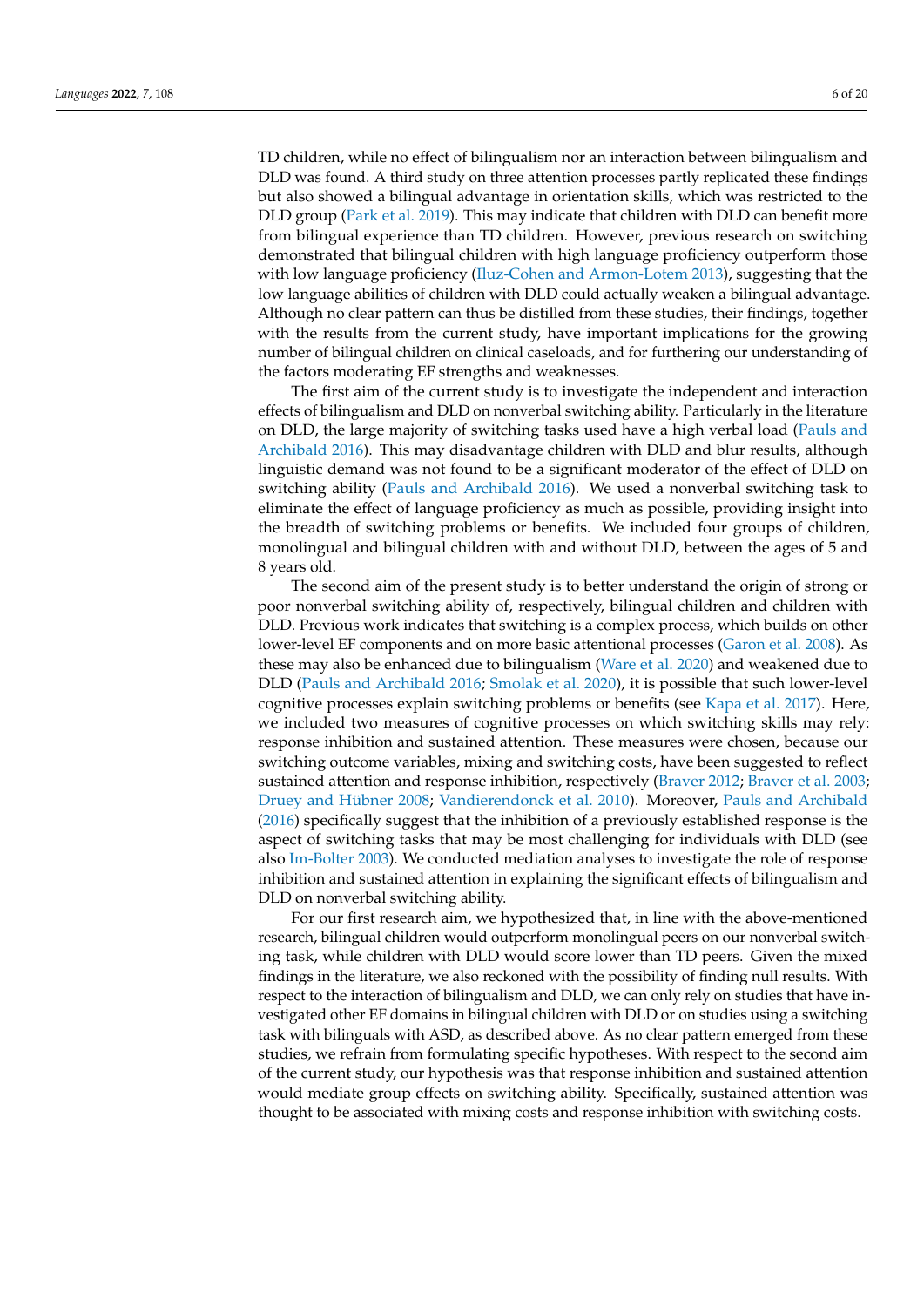TD children, while no effect of bilingualism nor an interaction between bilingualism and DLD was found. A third study on three attention processes partly replicated these findings but also showed a bilingual advantage in orientation skills, which was restricted to the DLD group (Park et al. 2019). This may indicate that children with DLD can benefit more from bilingual experience than TD children. However, previous research on switching demonstrated that bilingual children with high language proficiency outperform those with low language proficiency (Iluz-Cohen and Armon-Lotem 2013), suggesting that the low language abilities of children with DLD could actually weaken a bilingual advantage. Although no clear pattern can thus be distilled from these studies, their findings, together with the results from the current study, have important implications for the growing number of bilingual children on clinical caseloads, and for furthering our understanding of the factors moderating EF strengths and weaknesses.

The first aim of the current study is to investigate the independent and interaction effects of bilingualism and DLD on nonverbal switching ability. Particularly in the literature on DLD, the large majority of switching tasks used have a high verbal load (Pauls and Archibald 2016). This may disadvantage children with DLD and blur results, although linguistic demand was not found to be a significant moderator of the effect of DLD on switching ability (Pauls and Archibald 2016). We used a nonverbal switching task to eliminate the effect of language proficiency as much as possible, providing insight into the breadth of switching problems or benefits. We included four groups of children, monolingual and bilingual children with and without DLD, between the ages of 5 and 8 years old.

The second aim of the present study is to better understand the origin of strong or poor nonverbal switching ability of, respectively, bilingual children and children with DLD. Previous work indicates that switching is a complex process, which builds on other lower-level EF components and on more basic attentional processes (Garon et al. 2008). As these may also be enhanced due to bilingualism (Ware et al. 2020) and weakened due to DLD (Pauls and Archibald 2016; Smolak et al. 2020), it is possible that such lower-level cognitive processes explain switching problems or benefits (see Kapa et al. 2017). Here, we included two measures of cognitive processes on which switching skills may rely: response inhibition and sustained attention. These measures were chosen, because our switching outcome variables, mixing and switching costs, have been suggested to reflect sustained attention and response inhibition, respectively (Braver 2012; Braver et al. 2003; Druey and Hübner 2008; Vandierendonck et al. 2010). Moreover, Pauls and Archibald (2016) specifically suggest that the inhibition of a previously established response is the aspect of switching tasks that may be most challenging for individuals with DLD (see also Im-Bolter 2003). We conducted mediation analyses to investigate the role of response inhibition and sustained attention in explaining the significant effects of bilingualism and DLD on nonverbal switching ability.

For our first research aim, we hypothesized that, in line with the above-mentioned research, bilingual children would outperform monolingual peers on our nonverbal switching task, while children with DLD would score lower than TD peers. Given the mixed findings in the literature, we also reckoned with the possibility of finding null results. With respect to the interaction of bilingualism and DLD, we can only rely on studies that have investigated other EF domains in bilingual children with DLD or on studies using a switching task with bilinguals with ASD, as described above. As no clear pattern emerged from these studies, we refrain from formulating specific hypotheses. With respect to the second aim of the current study, our hypothesis was that response inhibition and sustained attention would mediate group effects on switching ability. Specifically, sustained attention was thought to be associated with mixing costs and response inhibition with switching costs.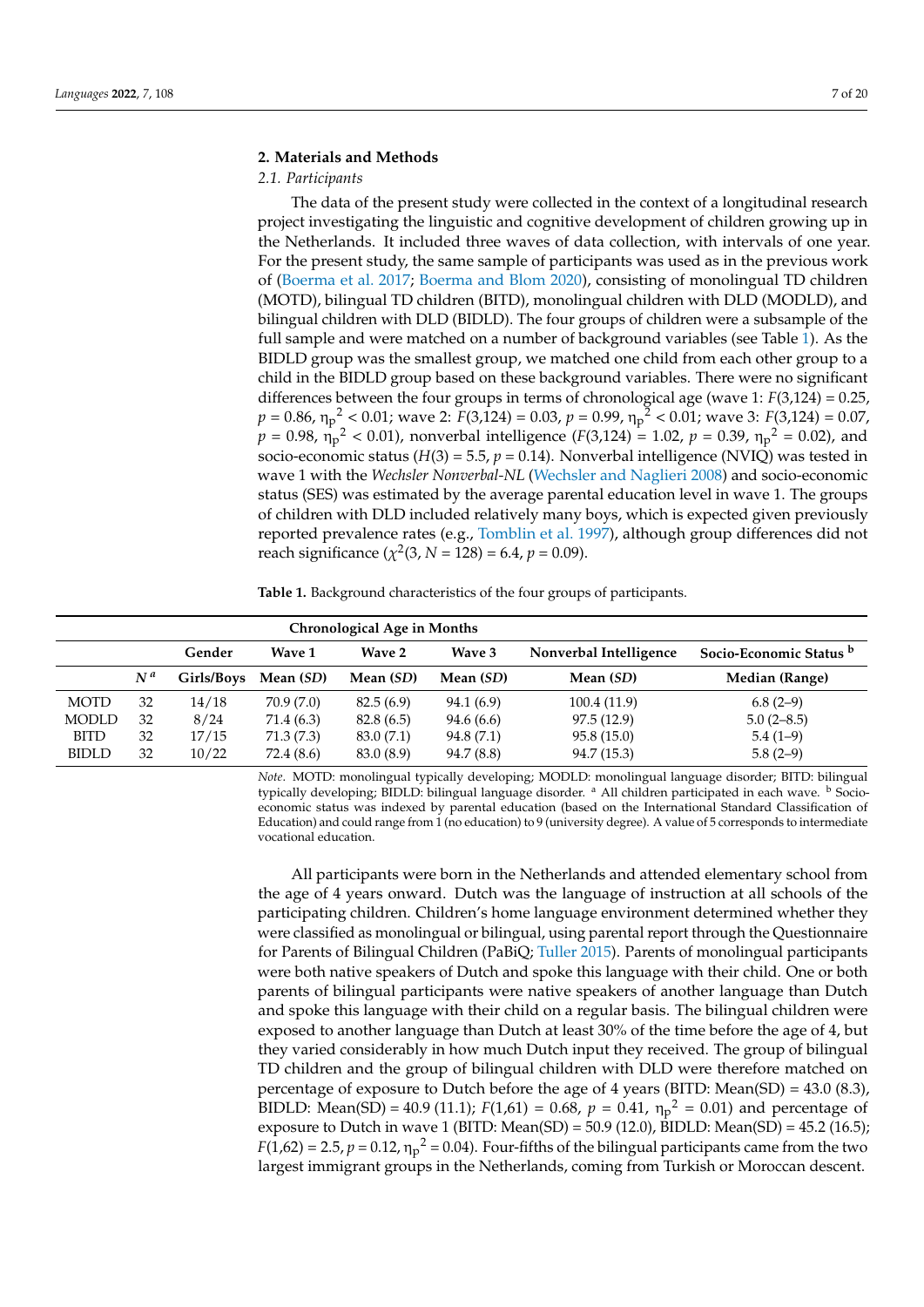## 2. Materials and Methods

### 2.1. Participants

The data of the present study were collected in the context of a longitudinal research project investigating the linguistic and cognitive development of children growing up in the Netherlands. It included three waves of data collection, with intervals of one year. For the present study, the same sample of participants was used as in the previous work of (Boerma et al. 2017; Boerma and Blom 2020), consisting of monolingual TD children (MOTD), bilingual TD children (BITD), monolingual children with DLD (MODLD), and bilingual children with DLD (BIDLD). The four groups of children were a subsample of the full sample and were matched on a number of background variables (see Table 1). As the BIDLD group was the smallest group, we matched one child from each other group to a child in the BIDLD group based on these background variables. There were no significant differences between the four groups in terms of chronological age (wave 1: $F(3,124) = 0.25$, $p = 0.86$, $\eta_p^2 < 0.01$; wave 2: $F(3,124) = 0.03$, $p = 0.99$, $\eta_p^2 < 0.01$; wave 3: $F(3,124) = 0.07$, $p = 0.98$, $\eta_p^2 < 0.01$), nonverbal intelligence ($F(3,124) = 1.02$, $p = 0.39$, $\eta_p^2 = 0.02$), and socio-economic status ($H(3) = 5.5$, $p = 0.14$). Nonverbal intelligence (NVIQ) was tested in wave 1 with the *Wechsler Nonverbal-NL* (Wechsler and Naglieri 2008) and socio-economic status (SES) was estimated by the average parental education level in wave 1. The groups of children with DLD included relatively many boys, which is expected given previously reported prevalence rates (e.g., Tomblin et al. 1997), although group differences did not reach significance ($\chi^2(3, N = 128) = 6.4$, $p = 0.09$).

**Table 1.** Background characteristics of the four groups of participants.

| | | | Chronological Age in Months | | | | |
|---|---|---|---|---|---|---|---|
| | | Gender | Wave 1 | Wave 2 | Wave 3 | Nonverbal Intelligence | Socio-Economic Status [b] |
| | *N* [a] | Girls/Boys | Mean (*SD*) | Mean (*SD*) | Mean (*SD*) | Mean (*SD*) | Median (Range) |
| MOTD | 32 | 14/18 | 70.9 (7.0) | 82.5 (6.9) | 94.1 (6.9) | 100.4 (11.9) | 6.8 (2–9) |
| MODLD | 32 | 8/24 | 71.4 (6.3) | 82.8 (6.5) | 94.6 (6.6) | 97.5 (12.9) | 5.0 (2–8.5) |
| BITD | 32 | 17/15 | 71.3 (7.3) | 83.0 (7.1) | 94.8 (7.1) | 95.8 (15.0) | 5.4 (1–9) |
| BIDLD | 32 | 10/22 | 72.4 (8.6) | 83.0 (8.9) | 94.7 (8.8) | 94.7 (15.3) | 5.8 (2–9) |

*Note*. MOTD: monolingual typically developing; MODLD: monolingual language disorder; BITD: bilingual typically developing; BIDLD: bilingual language disorder. [a] All children participated in each wave. [b] Socio-economic status was indexed by parental education (based on the International Standard Classification of Education) and could range from 1 (no education) to 9 (university degree). A value of 5 corresponds to intermediate vocational education.

All participants were born in the Netherlands and attended elementary school from the age of 4 years onward. Dutch was the language of instruction at all schools of the participating children. Children's home language environment determined whether they were classified as monolingual or bilingual, using parental report through the Questionnaire for Parents of Bilingual Children (PaBiQ; Tuller 2015). Parents of monolingual participants were both native speakers of Dutch and spoke this language with their child. One or both parents of bilingual participants were native speakers of another language than Dutch and spoke this language with their child on a regular basis. The bilingual children were exposed to another language than Dutch at least 30% of the time before the age of 4, but they varied considerably in how much Dutch input they received. The group of bilingual TD children and the group of bilingual children with DLD were therefore matched on percentage of exposure to Dutch before the age of 4 years (BITD: Mean(SD) = 43.0 (8.3), BIDLD: Mean(SD) = 40.9 (11.1); $F(1,61) = 0.68$, $p = 0.41$, $\eta_p^2 = 0.01$) and percentage of exposure to Dutch in wave 1 (BITD: Mean(SD) = 50.9 (12.0), BIDLD: Mean(SD) = 45.2 (16.5); $F(1,62) = 2.5$, $p = 0.12$, $\eta_p^2 = 0.04$). Four-fifths of the bilingual participants came from the two largest immigrant groups in the Netherlands, coming from Turkish or Moroccan descent.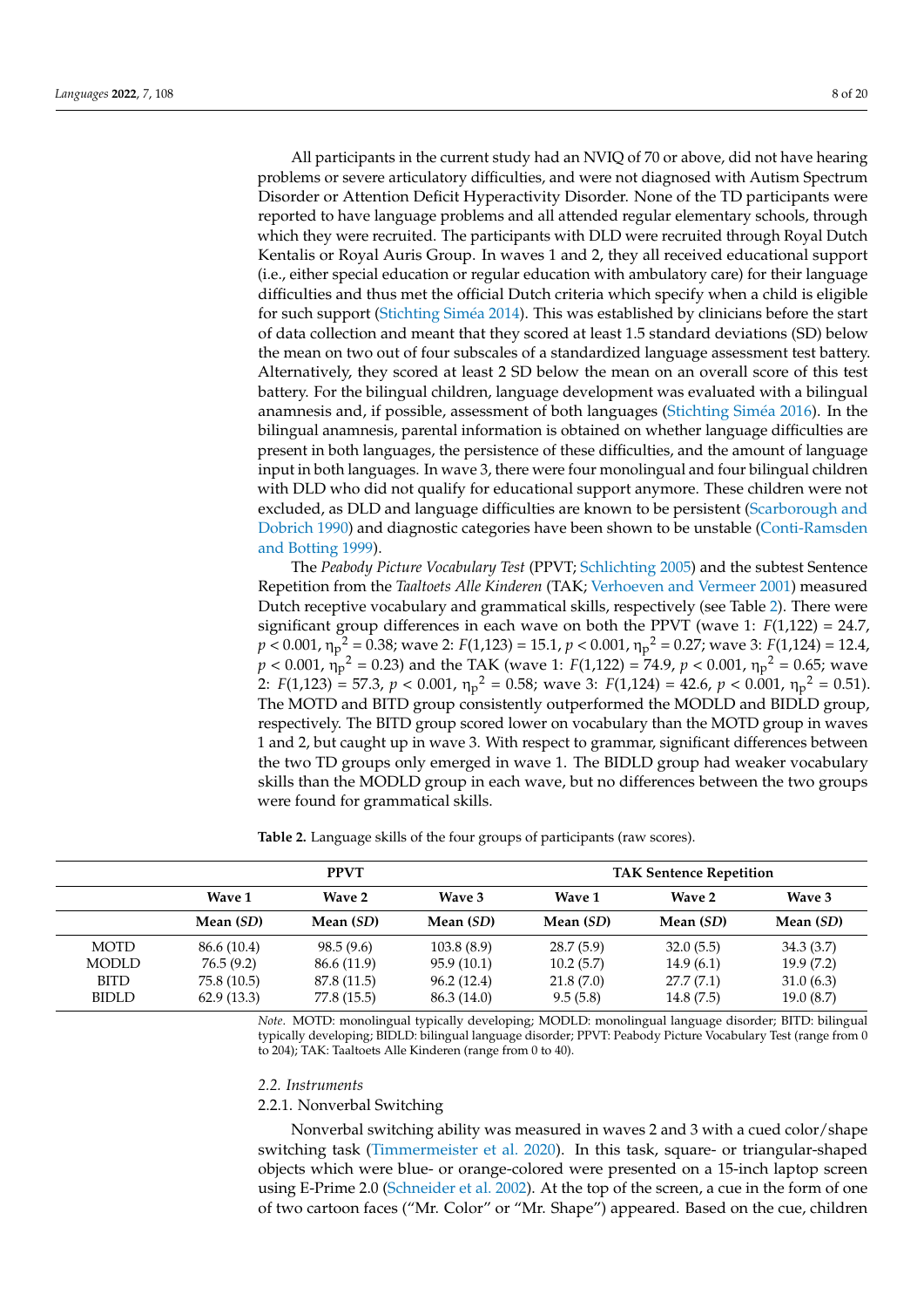All participants in the current study had an NVIQ of 70 or above, did not have hearing problems or severe articulatory difficulties, and were not diagnosed with Autism Spectrum Disorder or Attention Deficit Hyperactivity Disorder. None of the TD participants were reported to have language problems and all attended regular elementary schools, through which they were recruited. The participants with DLD were recruited through Royal Dutch Kentalis or Royal Auris Group. In waves 1 and 2, they all received educational support (i.e., either special education or regular education with ambulatory care) for their language difficulties and thus met the official Dutch criteria which specify when a child is eligible for such support (Stichting Siméa 2014). This was established by clinicians before the start of data collection and meant that they scored at least 1.5 standard deviations (SD) below the mean on two out of four subscales of a standardized language assessment test battery. Alternatively, they scored at least 2 SD below the mean on an overall score of this test battery. For the bilingual children, language development was evaluated with a bilingual anamnesis and, if possible, assessment of both languages (Stichting Siméa 2016). In the bilingual anamnesis, parental information is obtained on whether language difficulties are present in both languages, the persistence of these difficulties, and the amount of language input in both languages. In wave 3, there were four monolingual and four bilingual children with DLD who did not qualify for educational support anymore. These children were not excluded, as DLD and language difficulties are known to be persistent (Scarborough and Dobrich 1990) and diagnostic categories have been shown to be unstable (Conti-Ramsden and Botting 1999).

The *Peabody Picture Vocabulary Test* (PPVT; Schlichting 2005) and the subtest Sentence Repetition from the *Taaltoets Alle Kinderen* (TAK; Verhoeven and Vermeer 2001) measured Dutch receptive vocabulary and grammatical skills, respectively (see Table 2). There were significant group differences in each wave on both the PPVT (wave 1: $F(1,122) = 24.7$, $p < 0.001$, $\eta_p^2 = 0.38$; wave 2: $F(1,123) = 15.1$, $p < 0.001$, $\eta_p^2 = 0.27$; wave 3: $F(1,124) = 12.4$, $p < 0.001$, $\eta_p^2 = 0.23$) and the TAK (wave 1: $F(1,122) = 74.9$, $p < 0.001$, $\eta_p^2 = 0.65$; wave 2: $F(1,123) = 57.3$, $p < 0.001$, $\eta_p^2 = 0.58$; wave 3: $F(1,124) = 42.6$, $p < 0.001$, $\eta_p^2 = 0.51$). The MOTD and BITD group consistently outperformed the MODLD and BIDLD group, respectively. The BITD group scored lower on vocabulary than the MOTD group in waves 1 and 2, but caught up in wave 3. With respect to grammar, significant differences between the two TD groups only emerged in wave 1. The BIDLD group had weaker vocabulary skills than the MODLD group in each wave, but no differences between the two groups were found for grammatical skills.

**Table 2.** Language skills of the four groups of participants (raw scores).

| | PPVT | | | TAK Sentence Repetition | | |
|---|---|---|---|---|---|---|
| | **Wave 1** | **Wave 2** | **Wave 3** | **Wave 1** | **Wave 2** | **Wave 3** |
| | **Mean (*SD*)** | **Mean (*SD*)** | **Mean (*SD*)** | **Mean (*SD*)** | **Mean (*SD*)** | **Mean (*SD*)** |
| MOTD | 86.6 (10.4) | 98.5 (9.6) | 103.8 (8.9) | 28.7 (5.9) | 32.0 (5.5) | 34.3 (3.7) |
| MODLD | 76.5 (9.2) | 86.6 (11.9) | 95.9 (10.1) | 10.2 (5.7) | 14.9 (6.1) | 19.9 (7.2) |
| BITD | 75.8 (10.5) | 87.8 (11.5) | 96.2 (12.4) | 21.8 (7.0) | 27.7 (7.1) | 31.0 (6.3) |
| BIDLD | 62.9 (13.3) | 77.8 (15.5) | 86.3 (14.0) | 9.5 (5.8) | 14.8 (7.5) | 19.0 (8.7) |

*Note*. MOTD: monolingual typically developing; MODLD: monolingual language disorder; BITD: bilingual typically developing; BIDLD: bilingual language disorder; PPVT: Peabody Picture Vocabulary Test (range from 0 to 204); TAK: Taaltoets Alle Kinderen (range from 0 to 40).

### 2.2. Instruments

#### 2.2.1. Nonverbal Switching

Nonverbal switching ability was measured in waves 2 and 3 with a cued color/shape switching task (Timmermeister et al. 2020). In this task, square- or triangular-shaped objects which were blue- or orange-colored were presented on a 15-inch laptop screen using E-Prime 2.0 (Schneider et al. 2002). At the top of the screen, a cue in the form of one of two cartoon faces ("Mr. Color" or "Mr. Shape") appeared. Based on the cue, children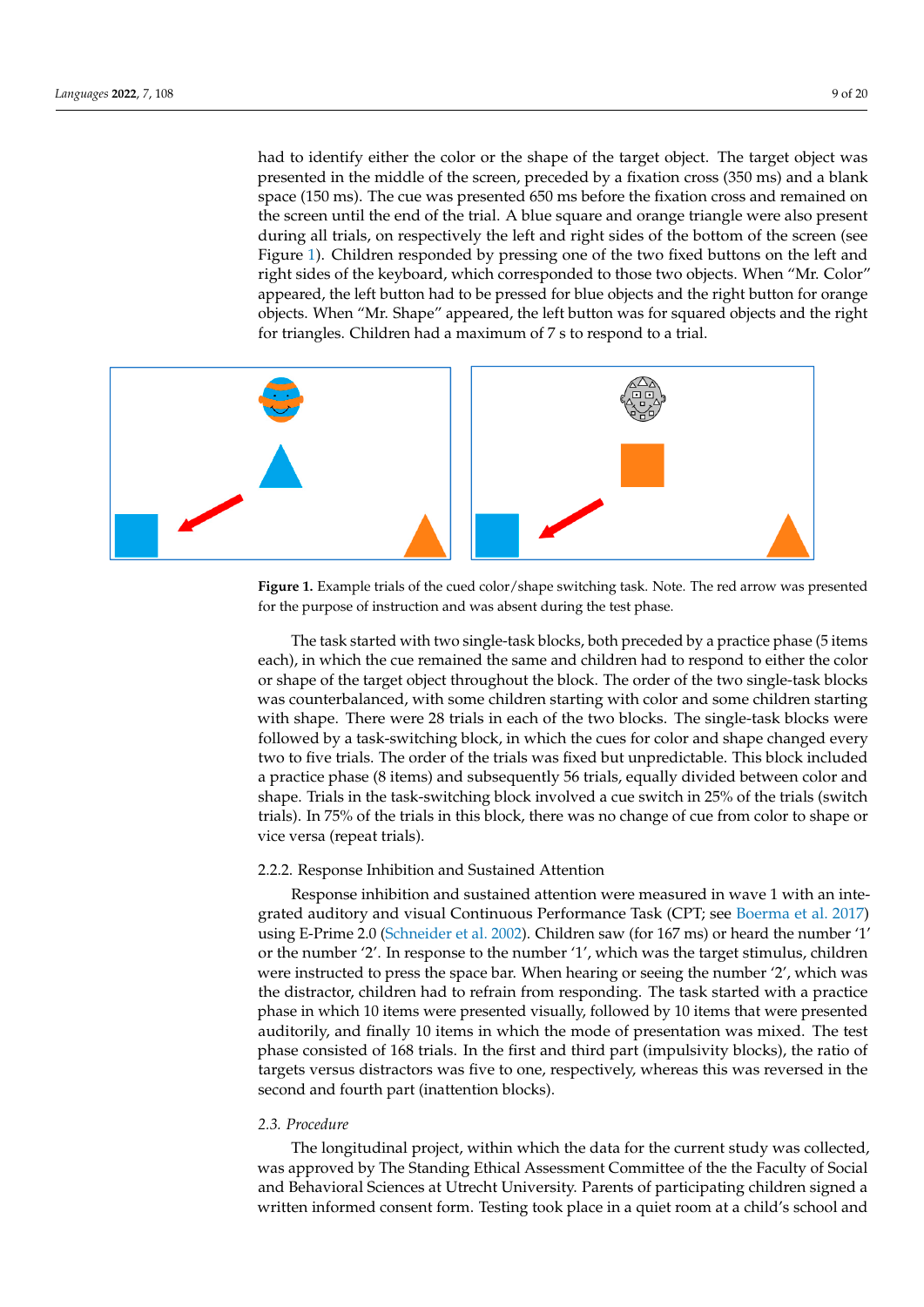had to identify either the color or the shape of the target object. The target object was presented in the middle of the screen, preceded by a fixation cross (350 ms) and a blank space (150 ms). The cue was presented 650 ms before the fixation cross and remained on the screen until the end of the trial. A blue square and orange triangle were also present during all trials, on respectively the left and right sides of the bottom of the screen (see Figure 1). Children responded by pressing one of the two fixed buttons on the left and right sides of the keyboard, which corresponded to those two objects. When "Mr. Color" appeared, the left button had to be pressed for blue objects and the right button for orange objects. When "Mr. Shape" appeared, the left button was for squared objects and the right for triangles. Children had a maximum of 7 s to respond to a trial.

**Figure 1.** Example trials of the cued color/shape switching task. Note. The red arrow was presented for the purpose of instruction and was absent during the test phase.

The task started with two single-task blocks, both preceded by a practice phase (5 items each), in which the cue remained the same and children had to respond to either the color or shape of the target object throughout the block. The order of the two single-task blocks was counterbalanced, with some children starting with color and some children starting with shape. There were 28 trials in each of the two blocks. The single-task blocks were followed by a task-switching block, in which the cues for color and shape changed every two to five trials. The order of the trials was fixed but unpredictable. This block included a practice phase (8 items) and subsequently 56 trials, equally divided between color and shape. Trials in the task-switching block involved a cue switch in 25% of the trials (switch trials). In 75% of the trials in this block, there was no change of cue from color to shape or vice versa (repeat trials).

#### 2.2.2. Response Inhibition and Sustained Attention

Response inhibition and sustained attention were measured in wave 1 with an integrated auditory and visual Continuous Performance Task (CPT; see Boerma et al. 2017) using E-Prime 2.0 (Schneider et al. 2002). Children saw (for 167 ms) or heard the number '1' or the number '2'. In response to the number '1', which was the target stimulus, children were instructed to press the space bar. When hearing or seeing the number '2', which was the distractor, children had to refrain from responding. The task started with a practice phase in which 10 items were presented visually, followed by 10 items that were presented auditorily, and finally 10 items in which the mode of presentation was mixed. The test phase consisted of 168 trials. In the first and third part (impulsivity blocks), the ratio of targets versus distractors was five to one, respectively, whereas this was reversed in the second and fourth part (inattention blocks).

### *2.3. Procedure*

The longitudinal project, within which the data for the current study was collected, was approved by The Standing Ethical Assessment Committee of the the Faculty of Social and Behavioral Sciences at Utrecht University. Parents of participating children signed a written informed consent form. Testing took place in a quiet room at a child's school and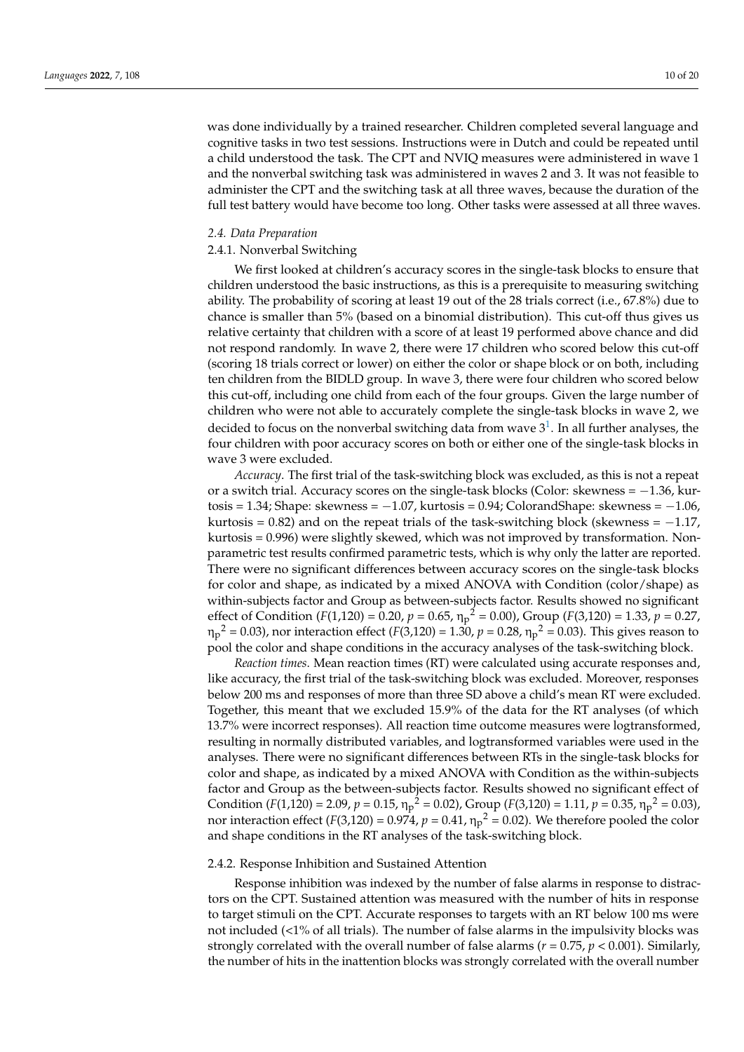was done individually by a trained researcher. Children completed several language and cognitive tasks in two test sessions. Instructions were in Dutch and could be repeated until a child understood the task. The CPT and NVIQ measures were administered in wave 1 and the nonverbal switching task was administered in waves 2 and 3. It was not feasible to administer the CPT and the switching task at all three waves, because the duration of the full test battery would have become too long. Other tasks were assessed at all three waves.

### *2.4. Data Preparation*

#### 2.4.1. Nonverbal Switching

We first looked at children's accuracy scores in the single-task blocks to ensure that children understood the basic instructions, as this is a prerequisite to measuring switching ability. The probability of scoring at least 19 out of the 28 trials correct (i.e., 67.8%) due to chance is smaller than 5% (based on a binomial distribution). This cut-off thus gives us relative certainty that children with a score of at least 19 performed above chance and did not respond randomly. In wave 2, there were 17 children who scored below this cut-off (scoring 18 trials correct or lower) on either the color or shape block or on both, including ten children from the BIDLD group. In wave 3, there were four children who scored below this cut-off, including one child from each of the four groups. Given the large number of children who were not able to accurately complete the single-task blocks in wave 2, we decided to focus on the nonverbal switching data from wave 3[1]. In all further analyses, the four children with poor accuracy scores on both or either one of the single-task blocks in wave 3 were excluded.

*Accuracy*. The first trial of the task-switching block was excluded, as this is not a repeat or a switch trial. Accuracy scores on the single-task blocks (Color: skewness = −1.36, kurtosis = 1.34; Shape: skewness = −1.07, kurtosis = 0.94; ColorandShape: skewness = −1.06, kurtosis = 0.82) and on the repeat trials of the task-switching block (skewness = −1.17, kurtosis = 0.996) were slightly skewed, which was not improved by transformation. Nonparametric test results confirmed parametric tests, which is why only the latter are reported. There were no significant differences between accuracy scores on the single-task blocks for color and shape, as indicated by a mixed ANOVA with Condition (color/shape) as within-subjects factor and Group as between-subjects factor. Results showed no significant effect of Condition ($F(1,120) = 0.20$, $p = 0.65$, $\eta_p^2 = 0.00$), Group ($F(3,120) = 1.33$, $p = 0.27$, $\eta_p^2 = 0.03$), nor interaction effect ($F(3,120) = 1.30$, $p = 0.28$, $\eta_p^2 = 0.03$). This gives reason to pool the color and shape conditions in the accuracy analyses of the task-switching block.

*Reaction times*. Mean reaction times (RT) were calculated using accurate responses and, like accuracy, the first trial of the task-switching block was excluded. Moreover, responses below 200 ms and responses of more than three SD above a child's mean RT were excluded. Together, this meant that we excluded 15.9% of the data for the RT analyses (of which 13.7% were incorrect responses). All reaction time outcome measures were logtransformed, resulting in normally distributed variables, and logtransformed variables were used in the analyses. There were no significant differences between RTs in the single-task blocks for color and shape, as indicated by a mixed ANOVA with Condition as the within-subjects factor and Group as the between-subjects factor. Results showed no significant effect of Condition ($F(1,120) = 2.09$, $p = 0.15$, $\eta_p^2 = 0.02$), Group ($F(3,120) = 1.11$, $p = 0.35$, $\eta_p^2 = 0.03$), nor interaction effect ($F(3,120) = 0.974$, $p = 0.41$, $\eta_p^2 = 0.02$). We therefore pooled the color and shape conditions in the RT analyses of the task-switching block.

#### 2.4.2. Response Inhibition and Sustained Attention

Response inhibition was indexed by the number of false alarms in response to distractors on the CPT. Sustained attention was measured with the number of hits in response to target stimuli on the CPT. Accurate responses to targets with an RT below 100 ms were not included (<1% of all trials). The number of false alarms in the impulsivity blocks was strongly correlated with the overall number of false alarms ($r = 0.75$, $p < 0.001$). Similarly, the number of hits in the inattention blocks was strongly correlated with the overall number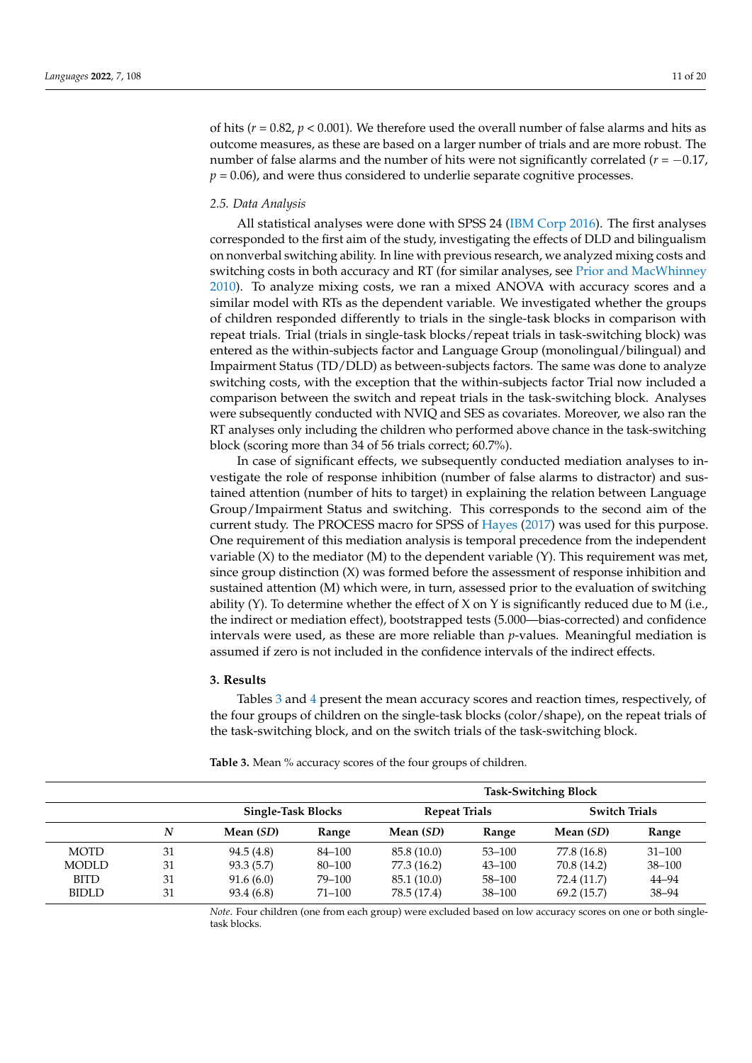of hits ($r = 0.82$, $p < 0.001$). We therefore used the overall number of false alarms and hits as outcome measures, as these are based on a larger number of trials and are more robust. The number of false alarms and the number of hits were not significantly correlated ($r = -0.17$, $p = 0.06$), and were thus considered to underlie separate cognitive processes.

### 2.5. Data Analysis

All statistical analyses were done with SPSS 24 (IBM Corp 2016). The first analyses corresponded to the first aim of the study, investigating the effects of DLD and bilingualism on nonverbal switching ability. In line with previous research, we analyzed mixing costs and switching costs in both accuracy and RT (for similar analyses, see Prior and MacWhinney 2010). To analyze mixing costs, we ran a mixed ANOVA with accuracy scores and a similar model with RTs as the dependent variable. We investigated whether the groups of children responded differently to trials in the single-task blocks in comparison with repeat trials. Trial (trials in single-task blocks/repeat trials in task-switching block) was entered as the within-subjects factor and Language Group (monolingual/bilingual) and Impairment Status (TD/DLD) as between-subjects factors. The same was done to analyze switching costs, with the exception that the within-subjects factor Trial now included a comparison between the switch and repeat trials in the task-switching block. Analyses were subsequently conducted with NVIQ and SES as covariates. Moreover, we also ran the RT analyses only including the children who performed above chance in the task-switching block (scoring more than 34 of 56 trials correct; 60.7%).

In case of significant effects, we subsequently conducted mediation analyses to investigate the role of response inhibition (number of false alarms to distractor) and sustained attention (number of hits to target) in explaining the relation between Language Group/Impairment Status and switching. This corresponds to the second aim of the current study. The PROCESS macro for SPSS of Hayes (2017) was used for this purpose. One requirement of this mediation analysis is temporal precedence from the independent variable (X) to the mediator (M) to the dependent variable (Y). This requirement was met, since group distinction (X) was formed before the assessment of response inhibition and sustained attention (M) which were, in turn, assessed prior to the evaluation of switching ability (Y). To determine whether the effect of X on Y is significantly reduced due to M (i.e., the indirect or mediation effect), bootstrapped tests (5.000—bias-corrected) and confidence intervals were used, as these are more reliable than *p*-values. Meaningful mediation is assumed if zero is not included in the confidence intervals of the indirect effects.

## 3. Results

Tables 3 and 4 present the mean accuracy scores and reaction times, respectively, of the four groups of children on the single-task blocks (color/shape), on the repeat trials of the task-switching block, and on the switch trials of the task-switching block.

**Table 3.** Mean % accuracy scores of the four groups of children.

| | | | | **Task-Switching Block** | | | |
|---|---|---|---|---|---|---|---|
| | | **Single-Task Blocks** | | **Repeat Trials** | | **Switch Trials** | |
| | ***N*** | **Mean (*SD*)** | **Range** | **Mean (*SD*)** | **Range** | **Mean (*SD*)** | **Range** |
| MOTD | 31 | 94.5 (4.8) | 84–100 | 85.8 (10.0) | 53–100 | 77.8 (16.8) | 31–100 |
| MODLD | 31 | 93.3 (5.7) | 80–100 | 77.3 (16.2) | 43–100 | 70.8 (14.2) | 38–100 |
| BITD | 31 | 91.6 (6.0) | 79–100 | 85.1 (10.0) | 58–100 | 72.4 (11.7) | 44–94 |
| BIDLD | 31 | 93.4 (6.8) | 71–100 | 78.5 (17.4) | 38–100 | 69.2 (15.7) | 38–94 |

*Note.* Four children (one from each group) were excluded based on low accuracy scores on one or both single-task blocks.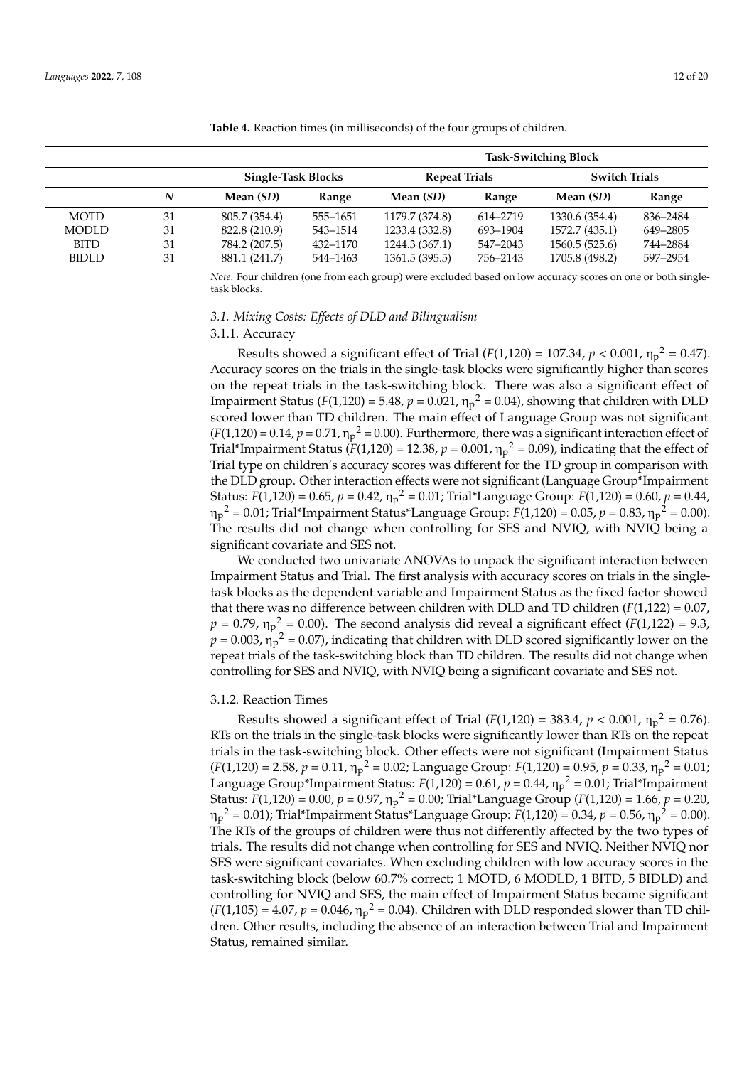**Table 4.** Reaction times (in milliseconds) of the four groups of children.

| | | | | Task-Switching Block | | | |
|---|---|---|---|---|---|---|---|
| | | Single-Task Blocks | | Repeat Trials | | Switch Trials | |
| | *N* | Mean (*SD*) | Range | Mean (*SD*) | Range | Mean (*SD*) | Range |
| MOTD | 31 | 805.7 (354.4) | 555–1651 | 1179.7 (374.8) | 614–2719 | 1330.6 (354.4) | 836–2484 |
| MODLD | 31 | 822.8 (210.9) | 543–1514 | 1233.4 (332.8) | 693–1904 | 1572.7 (435.1) | 649–2805 |
| BITD | 31 | 784.2 (207.5) | 432–1170 | 1244.3 (367.1) | 547–2043 | 1560.5 (525.6) | 744–2884 |
| BIDLD | 31 | 881.1 (241.7) | 544–1463 | 1361.5 (395.5) | 756–2143 | 1705.8 (498.2) | 597–2954 |

*Note*. Four children (one from each group) were excluded based on low accuracy scores on one or both single-task blocks.

### *3.1. Mixing Costs: Effects of DLD and Bilingualism*

#### 3.1.1. Accuracy

Results showed a significant effect of Trial ($F(1,120) = 107.34$, $p < 0.001$, $\eta_p^2 = 0.47$). Accuracy scores on the trials in the single-task blocks were significantly higher than scores on the repeat trials in the task-switching block. There was also a significant effect of Impairment Status ($F(1,120) = 5.48$, $p = 0.021$, $\eta_p^2 = 0.04$), showing that children with DLD scored lower than TD children. The main effect of Language Group was not significant ($F(1,120) = 0.14$, $p = 0.71$, $\eta_p^2 = 0.00$). Furthermore, there was a significant interaction effect of Trial*Impairment Status ($F(1,120) = 12.38$, $p = 0.001$, $\eta_p^2 = 0.09$), indicating that the effect of Trial type on children's accuracy scores was different for the TD group in comparison with the DLD group. Other interaction effects were not significant (Language Group*Impairment Status: $F(1,120) = 0.65$, $p = 0.42$, $\eta_p^2 = 0.01$; Trial*Language Group: $F(1,120) = 0.60$, $p = 0.44$, $\eta_p^2 = 0.01$; Trial*Impairment Status*Language Group: $F(1,120) = 0.05$, $p = 0.83$, $\eta_p^2 = 0.00$). The results did not change when controlling for SES and NVIQ, with NVIQ being a significant covariate and SES not.

We conducted two univariate ANOVAs to unpack the significant interaction between Impairment Status and Trial. The first analysis with accuracy scores on trials in the single-task blocks as the dependent variable and Impairment Status as the fixed factor showed that there was no difference between children with DLD and TD children ($F(1,122) = 0.07$, $p = 0.79$, $\eta_p^2 = 0.00$). The second analysis did reveal a significant effect ($F(1,122) = 9.3$, $p = 0.003$, $\eta_p^2 = 0.07$), indicating that children with DLD scored significantly lower on the repeat trials of the task-switching block than TD children. The results did not change when controlling for SES and NVIQ, with NVIQ being a significant covariate and SES not.

#### 3.1.2. Reaction Times

Results showed a significant effect of Trial ($F(1,120) = 383.4$, $p < 0.001$, $\eta_p^2 = 0.76$). RTs on the trials in the single-task blocks were significantly lower than RTs on the repeat trials in the task-switching block. Other effects were not significant (Impairment Status ($F(1,120) = 2.58$, $p = 0.11$, $\eta_p^2 = 0.02$; Language Group: $F(1,120) = 0.95$, $p = 0.33$, $\eta_p^2 = 0.01$; Language Group*Impairment Status: $F(1,120) = 0.61$, $p = 0.44$, $\eta_p^2 = 0.01$; Trial*Impairment Status: $F(1,120) = 0.00$, $p = 0.97$, $\eta_p^2 = 0.00$; Trial*Language Group ($F(1,120) = 1.66$, $p = 0.20$, $\eta_p^2 = 0.01$); Trial*Impairment Status*Language Group: $F(1,120) = 0.34$, $p = 0.56$, $\eta_p^2 = 0.00$). The RTs of the groups of children were thus not differently affected by the two types of trials. The results did not change when controlling for SES and NVIQ. Neither NVIQ nor SES were significant covariates. When excluding children with low accuracy scores in the task-switching block (below 60.7% correct; 1 MOTD, 6 MODLD, 1 BITD, 5 BIDLD) and controlling for NVIQ and SES, the main effect of Impairment Status became significant ($F(1,105) = 4.07$, $p = 0.046$, $\eta_p^2 = 0.04$). Children with DLD responded slower than TD children. Other results, including the absence of an interaction between Trial and Impairment Status, remained similar.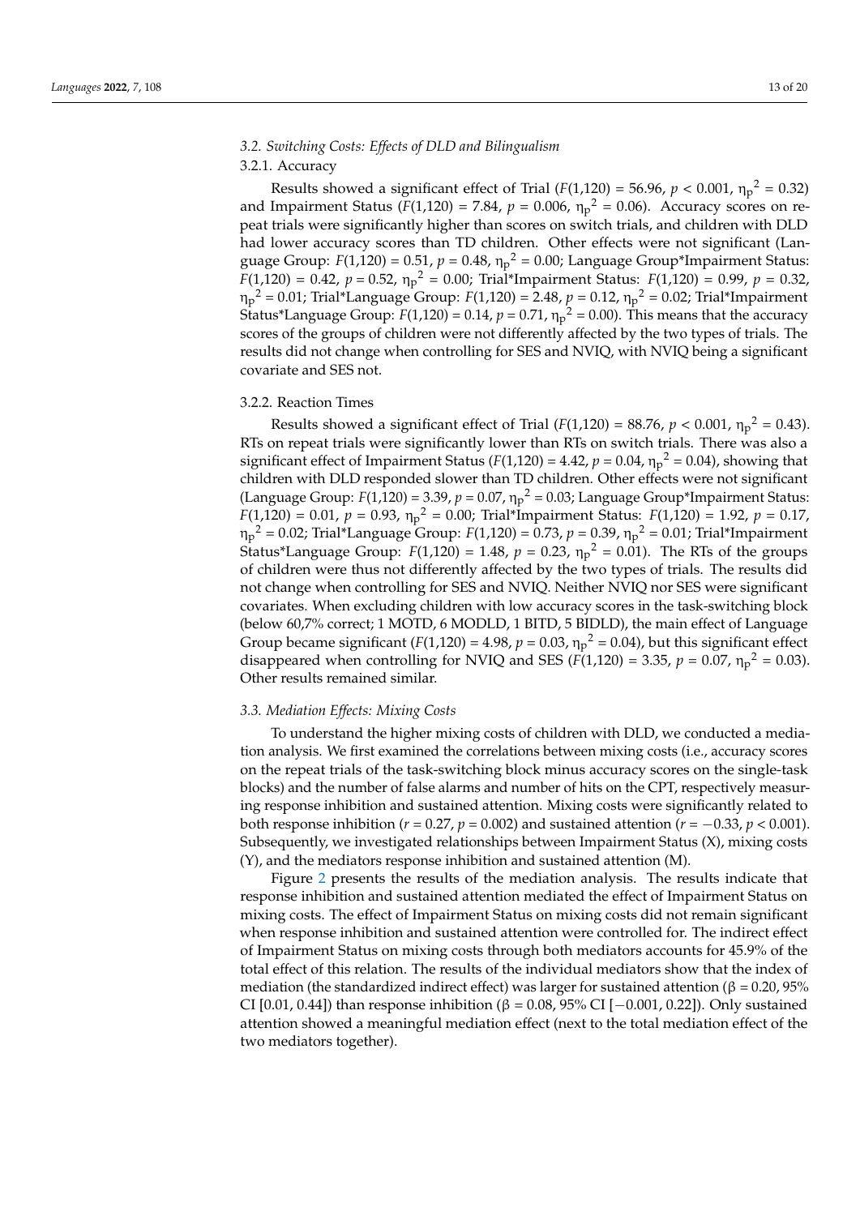### 3.2. Switching Costs: Effects of DLD and Bilingualism

#### 3.2.1. Accuracy

Results showed a significant effect of Trial ($F(1,120) = 56.96$, $p < 0.001$, $\eta_p^2 = 0.32$) and Impairment Status ($F(1,120) = 7.84$, $p = 0.006$, $\eta_p^2 = 0.06$). Accuracy scores on repeat trials were significantly higher than scores on switch trials, and children with DLD had lower accuracy scores than TD children. Other effects were not significant (Language Group: $F(1,120) = 0.51$, $p = 0.48$, $\eta_p^2 = 0.00$; Language Group*Impairment Status: $F(1,120) = 0.42$, $p = 0.52$, $\eta_p^2 = 0.00$; Trial*Impairment Status: $F(1,120) = 0.99$, $p = 0.32$, $\eta_p^2 = 0.01$; Trial*Language Group: $F(1,120) = 2.48$, $p = 0.12$, $\eta_p^2 = 0.02$; Trial*Impairment Status*Language Group: $F(1,120) = 0.14$, $p = 0.71$, $\eta_p^2 = 0.00$). This means that the accuracy scores of the groups of children were not differently affected by the two types of trials. The results did not change when controlling for SES and NVIQ, with NVIQ being a significant covariate and SES not.

#### 3.2.2. Reaction Times

Results showed a significant effect of Trial ($F(1,120) = 88.76$, $p < 0.001$, $\eta_p^2 = 0.43$). RTs on repeat trials were significantly lower than RTs on switch trials. There was also a significant effect of Impairment Status ($F(1,120) = 4.42$, $p = 0.04$, $\eta_p^2 = 0.04$), showing that children with DLD responded slower than TD children. Other effects were not significant (Language Group: $F(1,120) = 3.39$, $p = 0.07$, $\eta_p^2 = 0.03$; Language Group*Impairment Status: $F(1,120) = 0.01$, $p = 0.93$, $\eta_p^2 = 0.00$; Trial*Impairment Status: $F(1,120) = 1.92$, $p = 0.17$, $\eta_p^2 = 0.02$; Trial*Language Group: $F(1,120) = 0.73$, $p = 0.39$, $\eta_p^2 = 0.01$; Trial*Impairment Status*Language Group: $F(1,120) = 1.48$, $p = 0.23$, $\eta_p^2 = 0.01$). The RTs of the groups of children were thus not differently affected by the two types of trials. The results did not change when controlling for SES and NVIQ. Neither NVIQ nor SES were significant covariates. When excluding children with low accuracy scores in the task-switching block (below 60,7% correct; 1 MOTD, 6 MODLD, 1 BITD, 5 BIDLD), the main effect of Language Group became significant ($F(1,120) = 4.98$, $p = 0.03$, $\eta_p^2 = 0.04$), but this significant effect disappeared when controlling for NVIQ and SES ($F(1,120) = 3.35$, $p = 0.07$, $\eta_p^2 = 0.03$). Other results remained similar.

### 3.3. Mediation Effects: Mixing Costs

To understand the higher mixing costs of children with DLD, we conducted a mediation analysis. We first examined the correlations between mixing costs (i.e., accuracy scores on the repeat trials of the task-switching block minus accuracy scores on the single-task blocks) and the number of false alarms and number of hits on the CPT, respectively measuring response inhibition and sustained attention. Mixing costs were significantly related to both response inhibition ($r = 0.27$, $p = 0.002$) and sustained attention ($r = -0.33$, $p < 0.001$). Subsequently, we investigated relationships between Impairment Status (X), mixing costs (Y), and the mediators response inhibition and sustained attention (M).

Figure 2 presents the results of the mediation analysis. The results indicate that response inhibition and sustained attention mediated the effect of Impairment Status on mixing costs. The effect of Impairment Status on mixing costs did not remain significant when response inhibition and sustained attention were controlled for. The indirect effect of Impairment Status on mixing costs through both mediators accounts for 45.9% of the total effect of this relation. The results of the individual mediators show that the index of mediation (the standardized indirect effect) was larger for sustained attention ($\beta = 0.20$, 95% CI [0.01, 0.44]) than response inhibition ($\beta = 0.08$, 95% CI [−0.001, 0.22]). Only sustained attention showed a meaningful mediation effect (next to the total mediation effect of the two mediators together).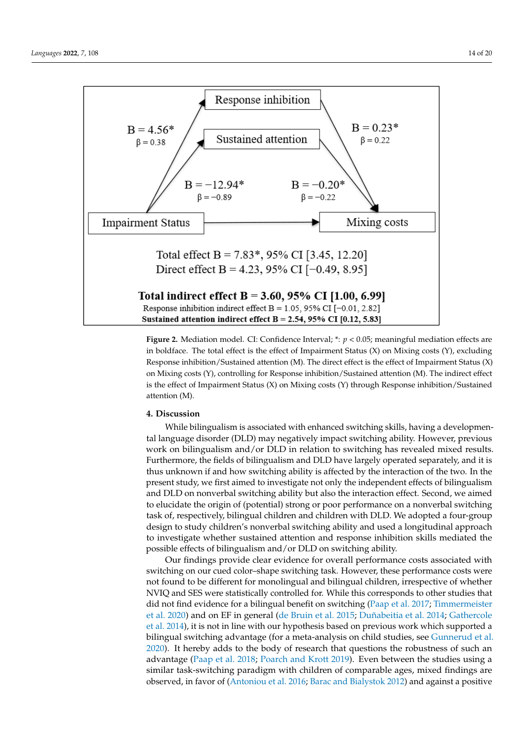Response inhibition

Sustained attention

B = 4.56*
β = 0.38

B = 0.23*
β = 0.22

B = −12.94*
β = −0.89

B = −0.20*
β = −0.22

Impairment Status

Mixing costs

Total effect B = 7.83*, 95% CI [3.45, 12.20]
Direct effect B = 4.23, 95% CI [−0.49, 8.95]

**Total indirect effect B = 3.60, 95% CI [1.00, 6.99]**
Response inhibition indirect effect B = 1.05, 95% CI [−0.01, 2.82]
**Sustained attention indirect effect B = 2.54, 95% CI [0.12, 5.83]**

**Figure 2.** Mediation model. CI: Confidence Interval; *: $p < 0.05$; meaningful mediation effects are in boldface. The total effect is the effect of Impairment Status (X) on Mixing costs (Y), excluding Response inhibition/Sustained attention (M). The direct effect is the effect of Impairment Status (X) on Mixing costs (Y), controlling for Response inhibition/Sustained attention (M). The indirect effect is the effect of Impairment Status (X) on Mixing costs (Y) through Response inhibition/Sustained attention (M).

## 4. Discussion

While bilingualism is associated with enhanced switching skills, having a developmental language disorder (DLD) may negatively impact switching ability. However, previous work on bilingualism and/or DLD in relation to switching has revealed mixed results. Furthermore, the fields of bilingualism and DLD have largely operated separately, and it is thus unknown if and how switching ability is affected by the interaction of the two. In the present study, we first aimed to investigate not only the independent effects of bilingualism and DLD on nonverbal switching ability but also the interaction effect. Second, we aimed to elucidate the origin of (potential) strong or poor performance on a nonverbal switching task of, respectively, bilingual children and children with DLD. We adopted a four-group design to study children's nonverbal switching ability and used a longitudinal approach to investigate whether sustained attention and response inhibition skills mediated the possible effects of bilingualism and/or DLD on switching ability.

Our findings provide clear evidence for overall performance costs associated with switching on our cued color–shape switching task. However, these performance costs were not found to be different for monolingual and bilingual children, irrespective of whether NVIQ and SES were statistically controlled for. While this corresponds to other studies that did not find evidence for a bilingual benefit on switching (Paap et al. 2017; Timmermeister et al. 2020) and on EF in general (de Bruin et al. 2015; Duñabeitia et al. 2014; Gathercole et al. 2014), it is not in line with our hypothesis based on previous work which supported a bilingual switching advantage (for a meta-analysis on child studies, see Gunnerud et al. 2020). It hereby adds to the body of research that questions the robustness of such an advantage (Paap et al. 2018; Poarch and Krott 2019). Even between the studies using a similar task-switching paradigm with children of comparable ages, mixed findings are observed, in favor of (Antoniou et al. 2016; Barac and Bialystok 2012) and against a positive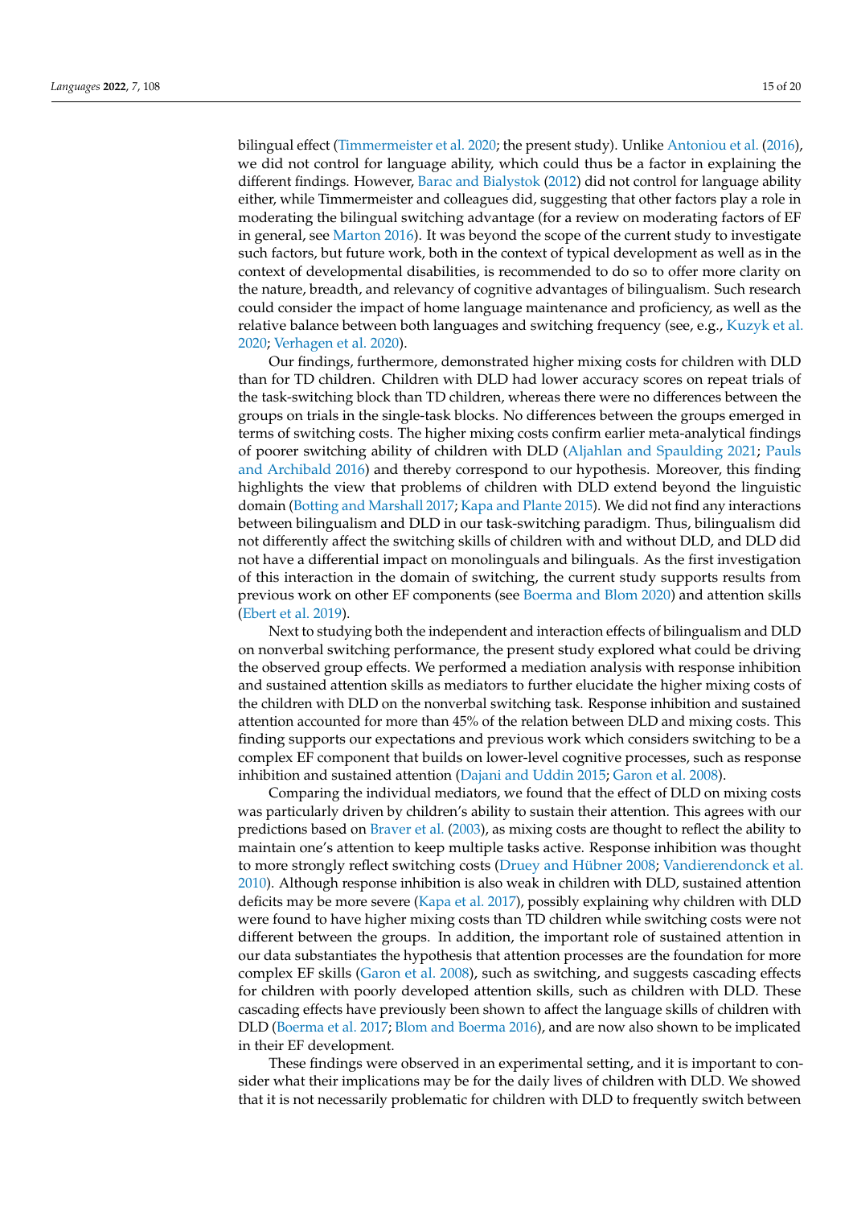bilingual effect (Timmermeister et al. 2020; the present study). Unlike Antoniou et al. (2016), we did not control for language ability, which could thus be a factor in explaining the different findings. However, Barac and Bialystok (2012) did not control for language ability either, while Timmermeister and colleagues did, suggesting that other factors play a role in moderating the bilingual switching advantage (for a review on moderating factors of EF in general, see Marton 2016). It was beyond the scope of the current study to investigate such factors, but future work, both in the context of typical development as well as in the context of developmental disabilities, is recommended to do so to offer more clarity on the nature, breadth, and relevancy of cognitive advantages of bilingualism. Such research could consider the impact of home language maintenance and proficiency, as well as the relative balance between both languages and switching frequency (see, e.g., Kuzyk et al. 2020; Verhagen et al. 2020).

Our findings, furthermore, demonstrated higher mixing costs for children with DLD than for TD children. Children with DLD had lower accuracy scores on repeat trials of the task-switching block than TD children, whereas there were no differences between the groups on trials in the single-task blocks. No differences between the groups emerged in terms of switching costs. The higher mixing costs confirm earlier meta-analytical findings of poorer switching ability of children with DLD (Aljahlan and Spaulding 2021; Pauls and Archibald 2016) and thereby correspond to our hypothesis. Moreover, this finding highlights the view that problems of children with DLD extend beyond the linguistic domain (Botting and Marshall 2017; Kapa and Plante 2015). We did not find any interactions between bilingualism and DLD in our task-switching paradigm. Thus, bilingualism did not differently affect the switching skills of children with and without DLD, and DLD did not have a differential impact on monolinguals and bilinguals. As the first investigation of this interaction in the domain of switching, the current study supports results from previous work on other EF components (see Boerma and Blom 2020) and attention skills (Ebert et al. 2019).

Next to studying both the independent and interaction effects of bilingualism and DLD on nonverbal switching performance, the present study explored what could be driving the observed group effects. We performed a mediation analysis with response inhibition and sustained attention skills as mediators to further elucidate the higher mixing costs of the children with DLD on the nonverbal switching task. Response inhibition and sustained attention accounted for more than 45% of the relation between DLD and mixing costs. This finding supports our expectations and previous work which considers switching to be a complex EF component that builds on lower-level cognitive processes, such as response inhibition and sustained attention (Dajani and Uddin 2015; Garon et al. 2008).

Comparing the individual mediators, we found that the effect of DLD on mixing costs was particularly driven by children's ability to sustain their attention. This agrees with our predictions based on Braver et al. (2003), as mixing costs are thought to reflect the ability to maintain one's attention to keep multiple tasks active. Response inhibition was thought to more strongly reflect switching costs (Druey and Hübner 2008; Vandierendonck et al. 2010). Although response inhibition is also weak in children with DLD, sustained attention deficits may be more severe (Kapa et al. 2017), possibly explaining why children with DLD were found to have higher mixing costs than TD children while switching costs were not different between the groups. In addition, the important role of sustained attention in our data substantiates the hypothesis that attention processes are the foundation for more complex EF skills (Garon et al. 2008), such as switching, and suggests cascading effects for children with poorly developed attention skills, such as children with DLD. These cascading effects have previously been shown to affect the language skills of children with DLD (Boerma et al. 2017; Blom and Boerma 2016), and are now also shown to be implicated in their EF development.

These findings were observed in an experimental setting, and it is important to consider what their implications may be for the daily lives of children with DLD. We showed that it is not necessarily problematic for children with DLD to frequently switch between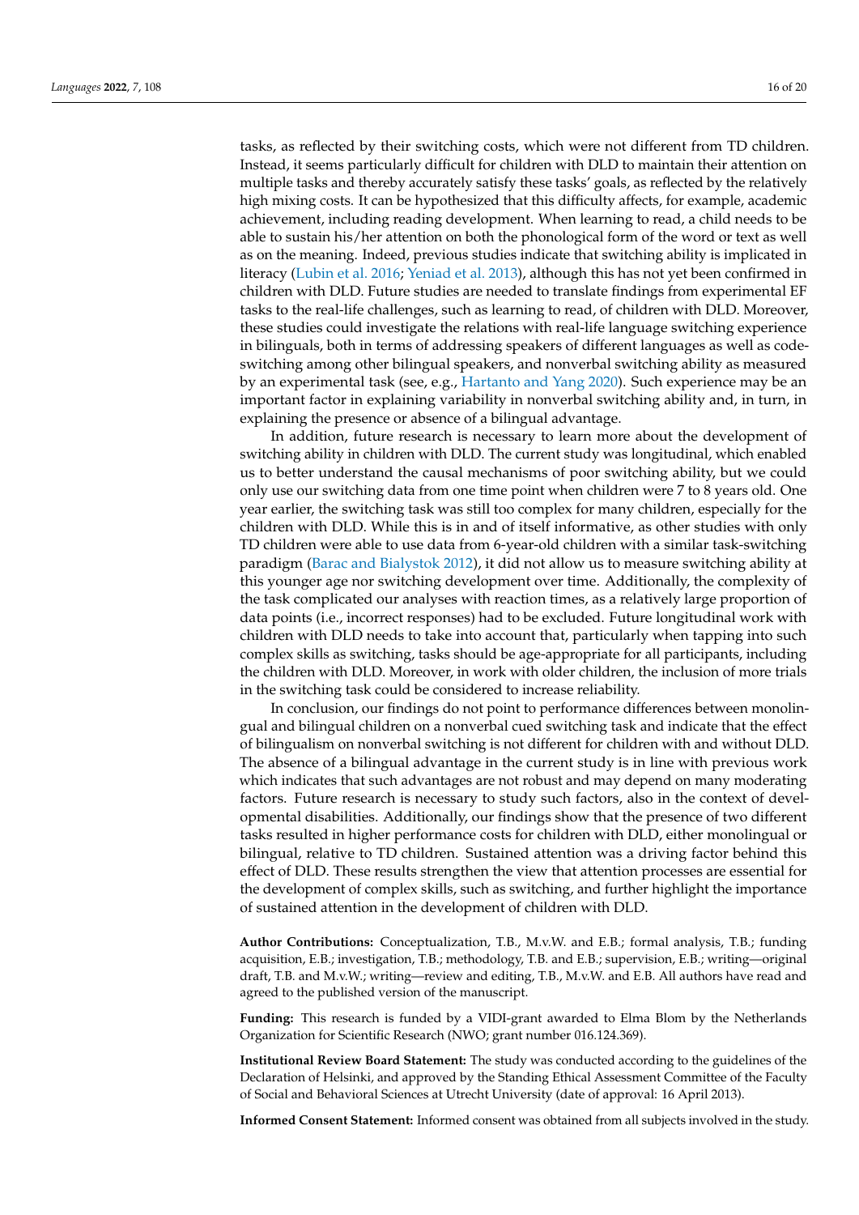tasks, as reflected by their switching costs, which were not different from TD children. Instead, it seems particularly difficult for children with DLD to maintain their attention on multiple tasks and thereby accurately satisfy these tasks' goals, as reflected by the relatively high mixing costs. It can be hypothesized that this difficulty affects, for example, academic achievement, including reading development. When learning to read, a child needs to be able to sustain his/her attention on both the phonological form of the word or text as well as on the meaning. Indeed, previous studies indicate that switching ability is implicated in literacy (Lubin et al. 2016; Yeniad et al. 2013), although this has not yet been confirmed in children with DLD. Future studies are needed to translate findings from experimental EF tasks to the real-life challenges, such as learning to read, of children with DLD. Moreover, these studies could investigate the relations with real-life language switching experience in bilinguals, both in terms of addressing speakers of different languages as well as code-switching among other bilingual speakers, and nonverbal switching ability as measured by an experimental task (see, e.g., Hartanto and Yang 2020). Such experience may be an important factor in explaining variability in nonverbal switching ability and, in turn, in explaining the presence or absence of a bilingual advantage.

In addition, future research is necessary to learn more about the development of switching ability in children with DLD. The current study was longitudinal, which enabled us to better understand the causal mechanisms of poor switching ability, but we could only use our switching data from one time point when children were 7 to 8 years old. One year earlier, the switching task was still too complex for many children, especially for the children with DLD. While this is in and of itself informative, as other studies with only TD children were able to use data from 6-year-old children with a similar task-switching paradigm (Barac and Bialystok 2012), it did not allow us to measure switching ability at this younger age nor switching development over time. Additionally, the complexity of the task complicated our analyses with reaction times, as a relatively large proportion of data points (i.e., incorrect responses) had to be excluded. Future longitudinal work with children with DLD needs to take into account that, particularly when tapping into such complex skills as switching, tasks should be age-appropriate for all participants, including the children with DLD. Moreover, in work with older children, the inclusion of more trials in the switching task could be considered to increase reliability.

In conclusion, our findings do not point to performance differences between monolingual and bilingual children on a nonverbal cued switching task and indicate that the effect of bilingualism on nonverbal switching is not different for children with and without DLD. The absence of a bilingual advantage in the current study is in line with previous work which indicates that such advantages are not robust and may depend on many moderating factors. Future research is necessary to study such factors, also in the context of developmental disabilities. Additionally, our findings show that the presence of two different tasks resulted in higher performance costs for children with DLD, either monolingual or bilingual, relative to TD children. Sustained attention was a driving factor behind this effect of DLD. These results strengthen the view that attention processes are essential for the development of complex skills, such as switching, and further highlight the importance of sustained attention in the development of children with DLD.

**Author Contributions:** Conceptualization, T.B., M.v.W. and E.B.; formal analysis, T.B.; funding acquisition, E.B.; investigation, T.B.; methodology, T.B. and E.B.; supervision, E.B.; writing—original draft, T.B. and M.v.W.; writing—review and editing, T.B., M.v.W. and E.B. All authors have read and agreed to the published version of the manuscript.

**Funding:** This research is funded by a VIDI-grant awarded to Elma Blom by the Netherlands Organization for Scientific Research (NWO; grant number 016.124.369).

**Institutional Review Board Statement:** The study was conducted according to the guidelines of the Declaration of Helsinki, and approved by the Standing Ethical Assessment Committee of the Faculty of Social and Behavioral Sciences at Utrecht University (date of approval: 16 April 2013).

**Informed Consent Statement:** Informed consent was obtained from all subjects involved in the study.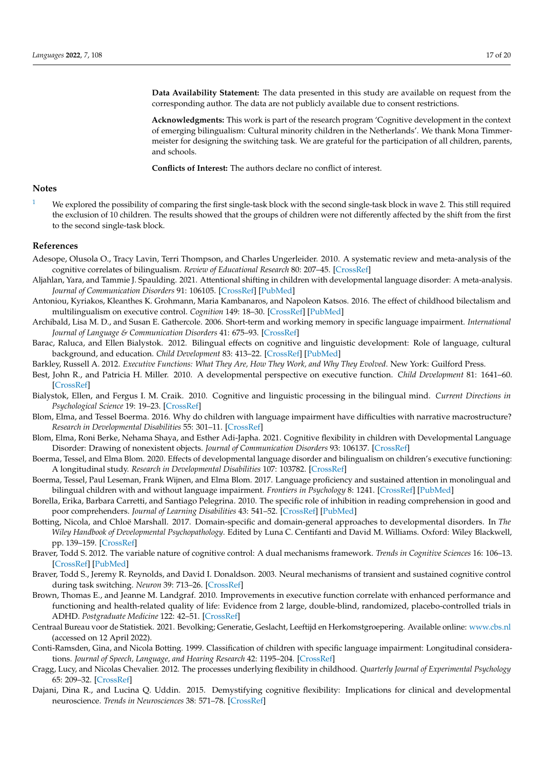**Data Availability Statement:** The data presented in this study are available on request from the corresponding author. The data are not publicly available due to consent restrictions.

**Acknowledgments:** This work is part of the research program 'Cognitive development in the context of emerging bilingualism: Cultural minority children in the Netherlands'. We thank Mona Timmermeister for designing the switching task. We are grateful for the participation of all children, parents, and schools.

**Conflicts of Interest:** The authors declare no conflict of interest.

## Notes

[1] We explored the possibility of comparing the first single-task block with the second single-task block in wave 2. This still required the exclusion of 10 children. The results showed that the groups of children were not differently affected by the shift from the first to the second single-task block.

## References

Adesope, Olusola O., Tracy Lavin, Terri Thompson, and Charles Ungerleider. 2010. A systematic review and meta-analysis of the cognitive correlates of bilingualism. *Review of Educational Research* 80: 207–45. [CrossRef]

Aljahlan, Yara, and Tammie J. Spaulding. 2021. Attentional shifting in children with developmental language disorder: A meta-analysis. *Journal of Communication Disorders* 91: 106105. [CrossRef] [PubMed]

Antoniou, Kyriakos, Kleanthes K. Grohmann, Maria Kambanaros, and Napoleon Katsos. 2016. The effect of childhood bilectalism and multilingualism on executive control. *Cognition* 149: 18–30. [CrossRef] [PubMed]

Archibald, Lisa M. D., and Susan E. Gathercole. 2006. Short-term and working memory in specific language impairment. *International Journal of Language & Communication Disorders* 41: 675–93. [CrossRef]

Barac, Raluca, and Ellen Bialystok. 2012. Bilingual effects on cognitive and linguistic development: Role of language, cultural background, and education. *Child Development* 83: 413–22. [CrossRef] [PubMed]

Barkley, Russell A. 2012. *Executive Functions: What They Are, How They Work, and Why They Evolved*. New York: Guilford Press.

Best, John R., and Patricia H. Miller. 2010. A developmental perspective on executive function. *Child Development* 81: 1641–60. [CrossRef]

Bialystok, Ellen, and Fergus I. M. Craik. 2010. Cognitive and linguistic processing in the bilingual mind. *Current Directions in Psychological Science* 19: 19–23. [CrossRef]

Blom, Elma, and Tessel Boerma. 2016. Why do children with language impairment have difficulties with narrative macrostructure? *Research in Developmental Disabilities* 55: 301–11. [CrossRef]

Blom, Elma, Roni Berke, Nehama Shaya, and Esther Adi-Japha. 2021. Cognitive flexibility in children with Developmental Language Disorder: Drawing of nonexistent objects. *Journal of Communication Disorders* 93: 106137. [CrossRef]

Boerma, Tessel, and Elma Blom. 2020. Effects of developmental language disorder and bilingualism on children's executive functioning: A longitudinal study. *Research in Developmental Disabilities* 107: 103782. [CrossRef]

Boerma, Tessel, Paul Leseman, Frank Wijnen, and Elma Blom. 2017. Language proficiency and sustained attention in monolingual and bilingual children with and without language impairment. *Frontiers in Psychology* 8: 1241. [CrossRef] [PubMed]

Borella, Erika, Barbara Carretti, and Santiago Pelegrina. 2010. The specific role of inhibition in reading comprehension in good and poor comprehenders. *Journal of Learning Disabilities* 43: 541–52. [CrossRef] [PubMed]

Botting, Nicola, and Chloë Marshall. 2017. Domain-specific and domain-general approaches to developmental disorders. In *The Wiley Handbook of Developmental Psychopathology*. Edited by Luna C. Centifanti and David M. Williams. Oxford: Wiley Blackwell, pp. 139–159. [CrossRef]

Braver, Todd S. 2012. The variable nature of cognitive control: A dual mechanisms framework. *Trends in Cognitive Sciences* 16: 106–13. [CrossRef] [PubMed]

Braver, Todd S., Jeremy R. Reynolds, and David I. Donaldson. 2003. Neural mechanisms of transient and sustained cognitive control during task switching. *Neuron* 39: 713–26. [CrossRef]

Brown, Thomas E., and Jeanne M. Landgraf. 2010. Improvements in executive function correlate with enhanced performance and functioning and health-related quality of life: Evidence from 2 large, double-blind, randomized, placebo-controlled trials in ADHD. *Postgraduate Medicine* 122: 42–51. [CrossRef]

Centraal Bureau voor de Statistiek. 2021. Bevolking; Generatie, Geslacht, Leeftijd en Herkomstgroepering. Available online: www.cbs.nl (accessed on 12 April 2022).

Conti-Ramsden, Gina, and Nicola Botting. 1999. Classification of children with specific language impairment: Longitudinal considerations. *Journal of Speech, Language, and Hearing Research* 42: 1195–204. [CrossRef]

Cragg, Lucy, and Nicolas Chevalier. 2012. The processes underlying flexibility in childhood. *Quarterly Journal of Experimental Psychology* 65: 209–32. [CrossRef]

Dajani, Dina R., and Lucina Q. Uddin. 2015. Demystifying cognitive flexibility: Implications for clinical and developmental neuroscience. *Trends in Neurosciences* 38: 571–78. [CrossRef]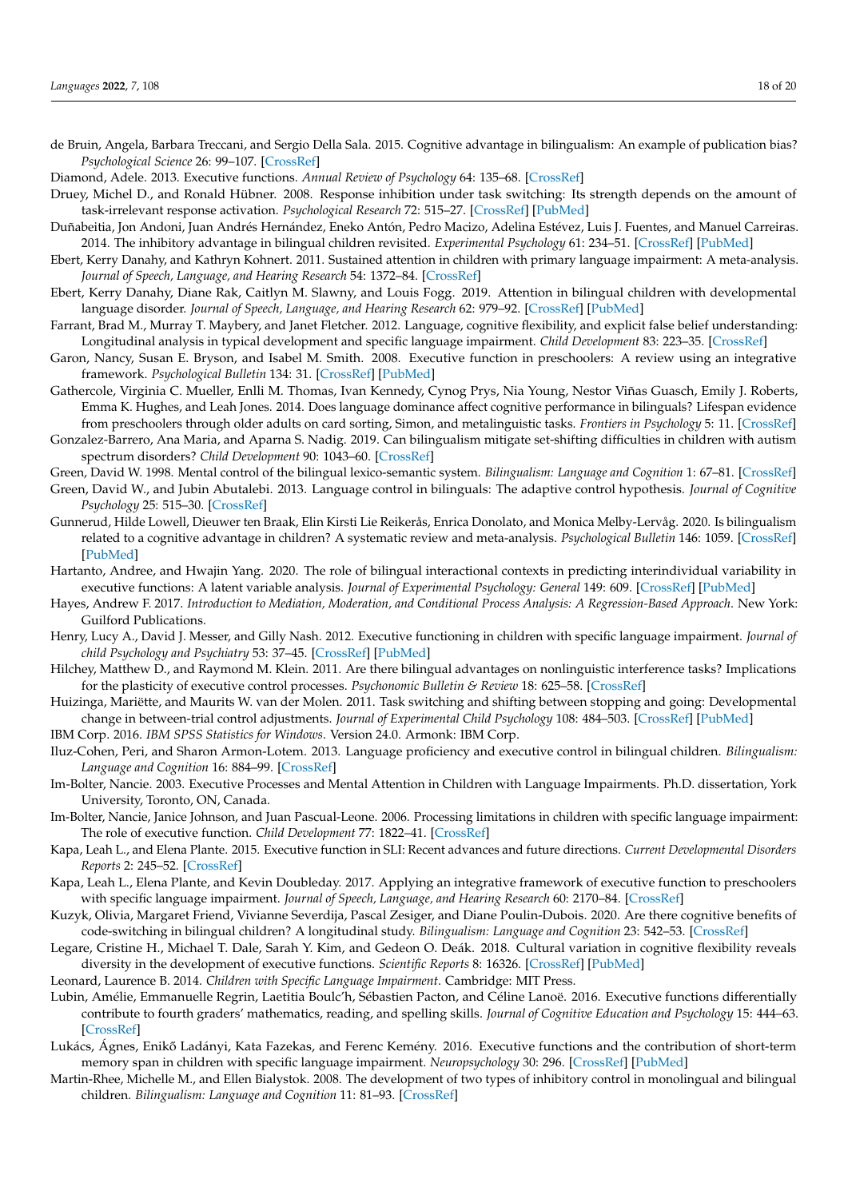de Bruin, Angela, Barbara Treccani, and Sergio Della Sala. 2015. Cognitive advantage in bilingualism: An example of publication bias? *Psychological Science* 26: 99–107. [CrossRef]

Diamond, Adele. 2013. Executive functions. *Annual Review of Psychology* 64: 135–68. [CrossRef]

Druey, Michel D., and Ronald Hübner. 2008. Response inhibition under task switching: Its strength depends on the amount of task-irrelevant response activation. *Psychological Research* 72: 515–27. [CrossRef] [PubMed]

Duñabeitia, Jon Andoni, Juan Andrés Hernández, Eneko Antón, Pedro Macizo, Adelina Estévez, Luis J. Fuentes, and Manuel Carreiras. 2014. The inhibitory advantage in bilingual children revisited. *Experimental Psychology* 61: 234–51. [CrossRef] [PubMed]

Ebert, Kerry Danahy, and Kathryn Kohnert. 2011. Sustained attention in children with primary language impairment: A meta-analysis. *Journal of Speech, Language, and Hearing Research* 54: 1372–84. [CrossRef]

Ebert, Kerry Danahy, Diane Rak, Caitlyn M. Slawny, and Louis Fogg. 2019. Attention in bilingual children with developmental language disorder. *Journal of Speech, Language, and Hearing Research* 62: 979–92. [CrossRef] [PubMed]

Farrant, Brad M., Murray T. Maybery, and Janet Fletcher. 2012. Language, cognitive flexibility, and explicit false belief understanding: Longitudinal analysis in typical development and specific language impairment. *Child Development* 83: 223–35. [CrossRef]

Garon, Nancy, Susan E. Bryson, and Isabel M. Smith. 2008. Executive function in preschoolers: A review using an integrative framework. *Psychological Bulletin* 134: 31. [CrossRef] [PubMed]

Gathercole, Virginia C. Mueller, Enlli M. Thomas, Ivan Kennedy, Cynog Prys, Nia Young, Nestor Viñas Guasch, Emily J. Roberts, Emma K. Hughes, and Leah Jones. 2014. Does language dominance affect cognitive performance in bilinguals? Lifespan evidence from preschoolers through older adults on card sorting, Simon, and metalinguistic tasks. *Frontiers in Psychology* 5: 11. [CrossRef]

Gonzalez-Barrero, Ana Maria, and Aparna S. Nadig. 2019. Can bilingualism mitigate set-shifting difficulties in children with autism spectrum disorders? *Child Development* 90: 1043–60. [CrossRef]

Green, David W. 1998. Mental control of the bilingual lexico-semantic system. *Bilingualism: Language and Cognition* 1: 67–81. [CrossRef]

Green, David W., and Jubin Abutalebi. 2013. Language control in bilinguals: The adaptive control hypothesis. *Journal of Cognitive Psychology* 25: 515–30. [CrossRef]

Gunnerud, Hilde Lowell, Dieuwer ten Braak, Elin Kirsti Lie Reikerås, Enrica Donolato, and Monica Melby-Lervåg. 2020. Is bilingualism related to a cognitive advantage in children? A systematic review and meta-analysis. *Psychological Bulletin* 146: 1059. [CrossRef] [PubMed]

Hartanto, Andree, and Hwajin Yang. 2020. The role of bilingual interactional contexts in predicting interindividual variability in executive functions: A latent variable analysis. *Journal of Experimental Psychology: General* 149: 609. [CrossRef] [PubMed]

Hayes, Andrew F. 2017. *Introduction to Mediation, Moderation, and Conditional Process Analysis: A Regression-Based Approach*. New York: Guilford Publications.

Henry, Lucy A., David J. Messer, and Gilly Nash. 2012. Executive functioning in children with specific language impairment. *Journal of child Psychology and Psychiatry* 53: 37–45. [CrossRef] [PubMed]

Hilchey, Matthew D., and Raymond M. Klein. 2011. Are there bilingual advantages on nonlinguistic interference tasks? Implications for the plasticity of executive control processes. *Psychonomic Bulletin & Review* 18: 625–58. [CrossRef]

Huizinga, Mariëtte, and Maurits W. van der Molen. 2011. Task switching and shifting between stopping and going: Developmental change in between-trial control adjustments. *Journal of Experimental Child Psychology* 108: 484–503. [CrossRef] [PubMed]

IBM Corp. 2016. *IBM SPSS Statistics for Windows*. Version 24.0. Armonk: IBM Corp.

Iluz-Cohen, Peri, and Sharon Armon-Lotem. 2013. Language proficiency and executive control in bilingual children. *Bilingualism: Language and Cognition* 16: 884–99. [CrossRef]

Im-Bolter, Nancie. 2003. Executive Processes and Mental Attention in Children with Language Impairments. Ph.D. dissertation, York University, Toronto, ON, Canada.

Im-Bolter, Nancie, Janice Johnson, and Juan Pascual-Leone. 2006. Processing limitations in children with specific language impairment: The role of executive function. *Child Development* 77: 1822–41. [CrossRef]

Kapa, Leah L., and Elena Plante. 2015. Executive function in SLI: Recent advances and future directions. *Current Developmental Disorders Reports* 2: 245–52. [CrossRef]

Kapa, Leah L., Elena Plante, and Kevin Doubleday. 2017. Applying an integrative framework of executive function to preschoolers with specific language impairment. *Journal of Speech, Language, and Hearing Research* 60: 2170–84. [CrossRef]

Kuzyk, Olivia, Margaret Friend, Vivianne Severdija, Pascal Zesiger, and Diane Poulin-Dubois. 2020. Are there cognitive benefits of code-switching in bilingual children? A longitudinal study. *Bilingualism: Language and Cognition* 23: 542–53. [CrossRef]

Legare, Cristine H., Michael T. Dale, Sarah Y. Kim, and Gedeon O. Deák. 2018. Cultural variation in cognitive flexibility reveals diversity in the development of executive functions. *Scientific Reports* 8: 16326. [CrossRef] [PubMed]

Leonard, Laurence B. 2014. *Children with Specific Language Impairment*. Cambridge: MIT Press.

Lubin, Amélie, Emmanuelle Regrin, Laetitia Boulc'h, Sébastien Pacton, and Céline Lanoë. 2016. Executive functions differentially contribute to fourth graders' mathematics, reading, and spelling skills. *Journal of Cognitive Education and Psychology* 15: 444–63. [CrossRef]

Lukács, Ágnes, Enikő Ladányi, Kata Fazekas, and Ferenc Kemény. 2016. Executive functions and the contribution of short-term memory span in children with specific language impairment. *Neuropsychology* 30: 296. [CrossRef] [PubMed]

Martin-Rhee, Michelle M., and Ellen Bialystok. 2008. The development of two types of inhibitory control in monolingual and bilingual children. *Bilingualism: Language and Cognition* 11: 81–93. [CrossRef]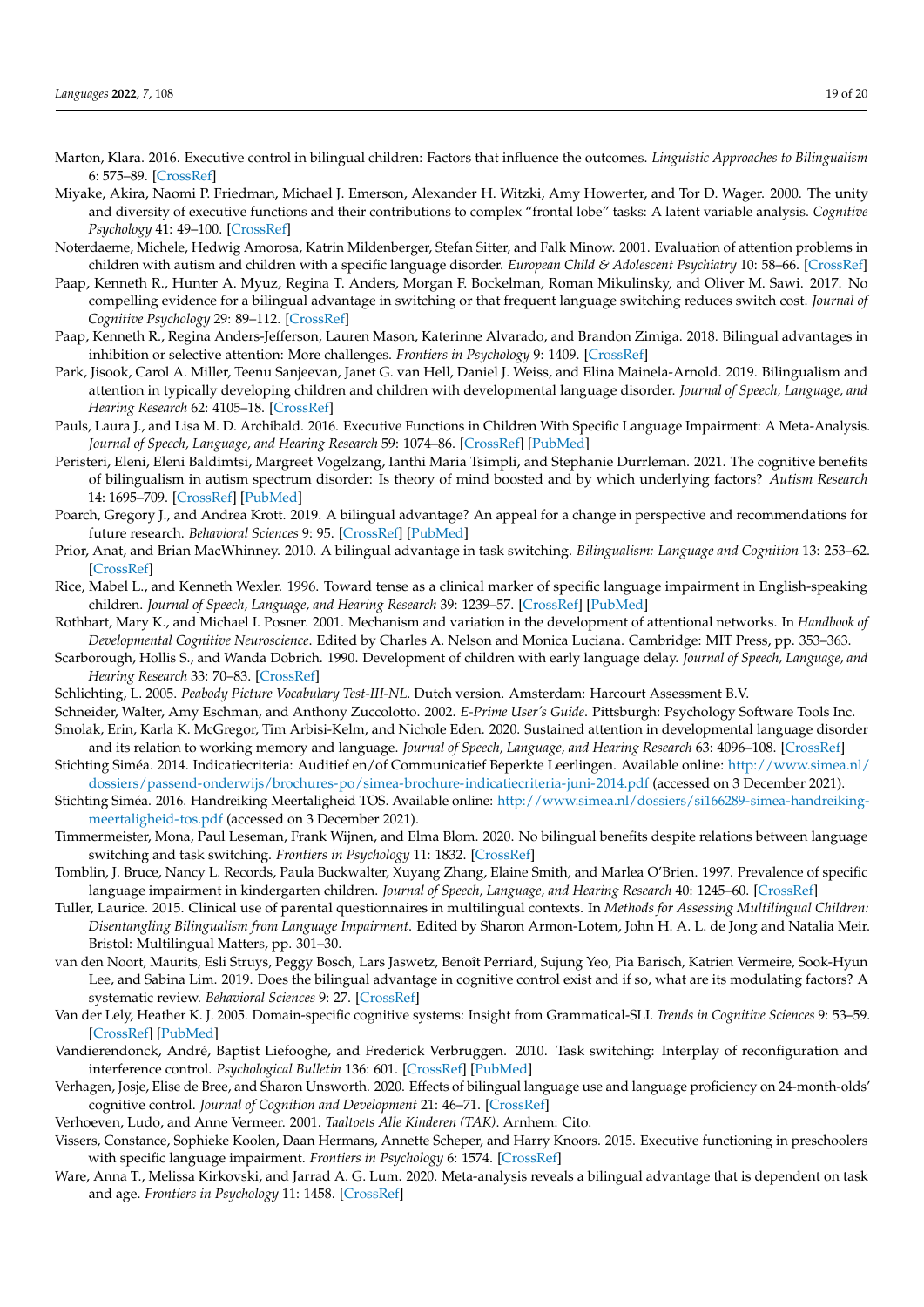Marton, Klara. 2016. Executive control in bilingual children: Factors that influence the outcomes. *Linguistic Approaches to Bilingualism* 6: 575–89. [CrossRef]

Miyake, Akira, Naomi P. Friedman, Michael J. Emerson, Alexander H. Witzki, Amy Howerter, and Tor D. Wager. 2000. The unity and diversity of executive functions and their contributions to complex "frontal lobe" tasks: A latent variable analysis. *Cognitive Psychology* 41: 49–100. [CrossRef]

Noterdaeme, Michele, Hedwig Amorosa, Katrin Mildenberger, Stefan Sitter, and Falk Minow. 2001. Evaluation of attention problems in children with autism and children with a specific language disorder. *European Child & Adolescent Psychiatry* 10: 58–66. [CrossRef]

Paap, Kenneth R., Hunter A. Myuz, Regina T. Anders, Morgan F. Bockelman, Roman Mikulinsky, and Oliver M. Sawi. 2017. No compelling evidence for a bilingual advantage in switching or that frequent language switching reduces switch cost. *Journal of Cognitive Psychology* 29: 89–112. [CrossRef]

Paap, Kenneth R., Regina Anders-Jefferson, Lauren Mason, Katerinne Alvarado, and Brandon Zimiga. 2018. Bilingual advantages in inhibition or selective attention: More challenges. *Frontiers in Psychology* 9: 1409. [CrossRef]

Park, Jisook, Carol A. Miller, Teenu Sanjeevan, Janet G. van Hell, Daniel J. Weiss, and Elina Mainela-Arnold. 2019. Bilingualism and attention in typically developing children and children with developmental language disorder. *Journal of Speech, Language, and Hearing Research* 62: 4105–18. [CrossRef]

Pauls, Laura J., and Lisa M. D. Archibald. 2016. Executive Functions in Children With Specific Language Impairment: A Meta-Analysis. *Journal of Speech, Language, and Hearing Research* 59: 1074–86. [CrossRef] [PubMed]

Peristeri, Eleni, Eleni Baldimtsi, Margreet Vogelzang, Ianthi Maria Tsimpli, and Stephanie Durrleman. 2021. The cognitive benefits of bilingualism in autism spectrum disorder: Is theory of mind boosted and by which underlying factors? *Autism Research* 14: 1695–709. [CrossRef] [PubMed]

Poarch, Gregory J., and Andrea Krott. 2019. A bilingual advantage? An appeal for a change in perspective and recommendations for future research. *Behavioral Sciences* 9: 95. [CrossRef] [PubMed]

Prior, Anat, and Brian MacWhinney. 2010. A bilingual advantage in task switching. *Bilingualism: Language and Cognition* 13: 253–62. [CrossRef]

Rice, Mabel L., and Kenneth Wexler. 1996. Toward tense as a clinical marker of specific language impairment in English-speaking children. *Journal of Speech, Language, and Hearing Research* 39: 1239–57. [CrossRef] [PubMed]

Rothbart, Mary K., and Michael I. Posner. 2001. Mechanism and variation in the development of attentional networks. In *Handbook of Developmental Cognitive Neuroscience*. Edited by Charles A. Nelson and Monica Luciana. Cambridge: MIT Press, pp. 353–363.

Scarborough, Hollis S., and Wanda Dobrich. 1990. Development of children with early language delay. *Journal of Speech, Language, and Hearing Research* 33: 70–83. [CrossRef]

Schlichting, L. 2005. *Peabody Picture Vocabulary Test-III-NL*. Dutch version. Amsterdam: Harcourt Assessment B.V.

Schneider, Walter, Amy Eschman, and Anthony Zuccolotto. 2002. *E-Prime User's Guide*. Pittsburgh: Psychology Software Tools Inc.

Smolak, Erin, Karla K. McGregor, Tim Arbisi-Kelm, and Nichole Eden. 2020. Sustained attention in developmental language disorder and its relation to working memory and language. *Journal of Speech, Language, and Hearing Research* 63: 4096–108. [CrossRef]

Stichting Siméa. 2014. Indicatiecriteria: Auditief en/of Communicatief Beperkte Leerlingen. Available online: http://www.simea.nl/dossiers/passend-onderwijs/brochures-po/simea-brochure-indicatiecriteria-juni-2014.pdf (accessed on 3 December 2021).

Stichting Siméa. 2016. Handreiking Meertaligheid TOS. Available online: http://www.simea.nl/dossiers/si166289-simea-handreiking-meertaligheid-tos.pdf (accessed on 3 December 2021).

Timmermeister, Mona, Paul Leseman, Frank Wijnen, and Elma Blom. 2020. No bilingual benefits despite relations between language switching and task switching. *Frontiers in Psychology* 11: 1832. [CrossRef]

Tomblin, J. Bruce, Nancy L. Records, Paula Buckwalter, Xuyang Zhang, Elaine Smith, and Marlea O'Brien. 1997. Prevalence of specific language impairment in kindergarten children. *Journal of Speech, Language, and Hearing Research* 40: 1245–60. [CrossRef]

Tuller, Laurice. 2015. Clinical use of parental questionnaires in multilingual contexts. In *Methods for Assessing Multilingual Children: Disentangling Bilingualism from Language Impairment*. Edited by Sharon Armon-Lotem, John H. A. L. de Jong and Natalia Meir. Bristol: Multilingual Matters, pp. 301–30.

van den Noort, Maurits, Esli Struys, Peggy Bosch, Lars Jaswetz, Benoît Perriard, Sujung Yeo, Pia Barisch, Katrien Vermeire, Sook-Hyun Lee, and Sabina Lim. 2019. Does the bilingual advantage in cognitive control exist and if so, what are its modulating factors? A systematic review. *Behavioral Sciences* 9: 27. [CrossRef]

Van der Lely, Heather K. J. 2005. Domain-specific cognitive systems: Insight from Grammatical-SLI. *Trends in Cognitive Sciences* 9: 53–59. [CrossRef] [PubMed]

Vandierendonck, André, Baptist Liefooghe, and Frederick Verbruggen. 2010. Task switching: Interplay of reconfiguration and interference control. *Psychological Bulletin* 136: 601. [CrossRef] [PubMed]

Verhagen, Josje, Elise de Bree, and Sharon Unsworth. 2020. Effects of bilingual language use and language proficiency on 24-month-olds' cognitive control. *Journal of Cognition and Development* 21: 46–71. [CrossRef]

Verhoeven, Ludo, and Anne Vermeer. 2001. *Taaltoets Alle Kinderen (TAK)*. Arnhem: Cito.

Vissers, Constance, Sophieke Koolen, Daan Hermans, Annette Scheper, and Harry Knoors. 2015. Executive functioning in preschoolers with specific language impairment. *Frontiers in Psychology* 6: 1574. [CrossRef]

Ware, Anna T., Melissa Kirkovski, and Jarrad A. G. Lum. 2020. Meta-analysis reveals a bilingual advantage that is dependent on task and age. *Frontiers in Psychology* 11: 1458. [CrossRef]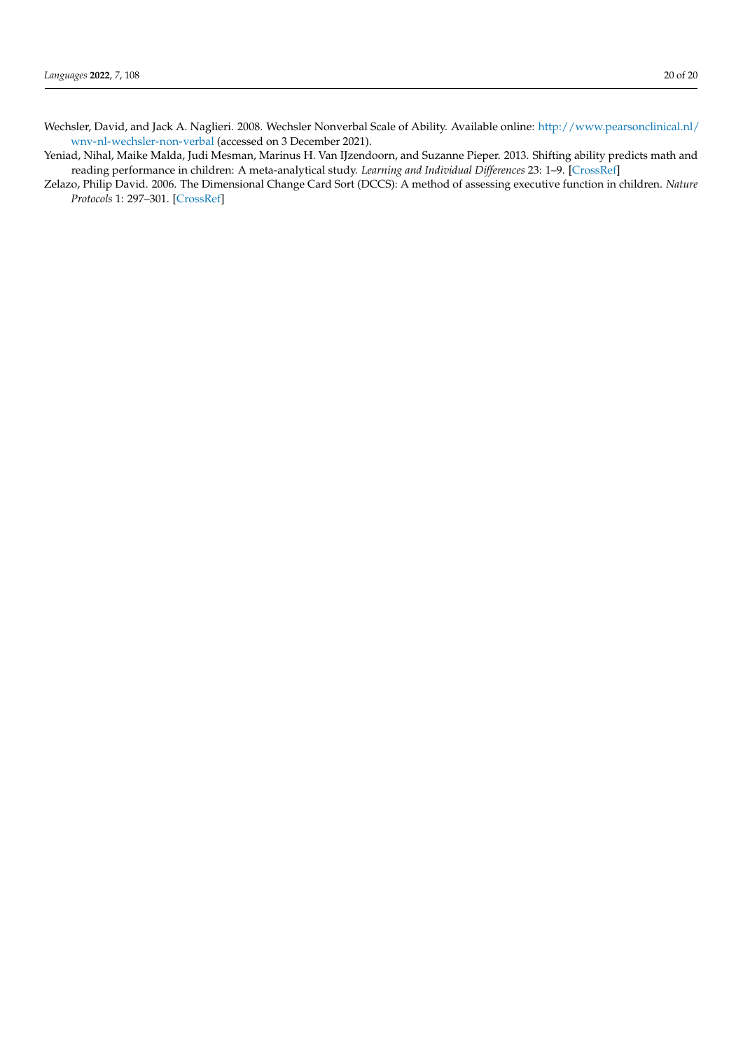Wechsler, David, and Jack A. Naglieri. 2008. Wechsler Nonverbal Scale of Ability. Available online: http://www.pearsonclinical.nl/wnv-nl-wechsler-non-verbal (accessed on 3 December 2021).

Yeniad, Nihal, Maike Malda, Judi Mesman, Marinus H. Van IJzendoorn, and Suzanne Pieper. 2013. Shifting ability predicts math and reading performance in children: A meta-analytical study. *Learning and Individual Differences* 23: 1–9. [CrossRef]

Zelazo, Philip David. 2006. The Dimensional Change Card Sort (DCCS): A method of assessing executive function in children. *Nature Protocols* 1: 297–301. [CrossRef]